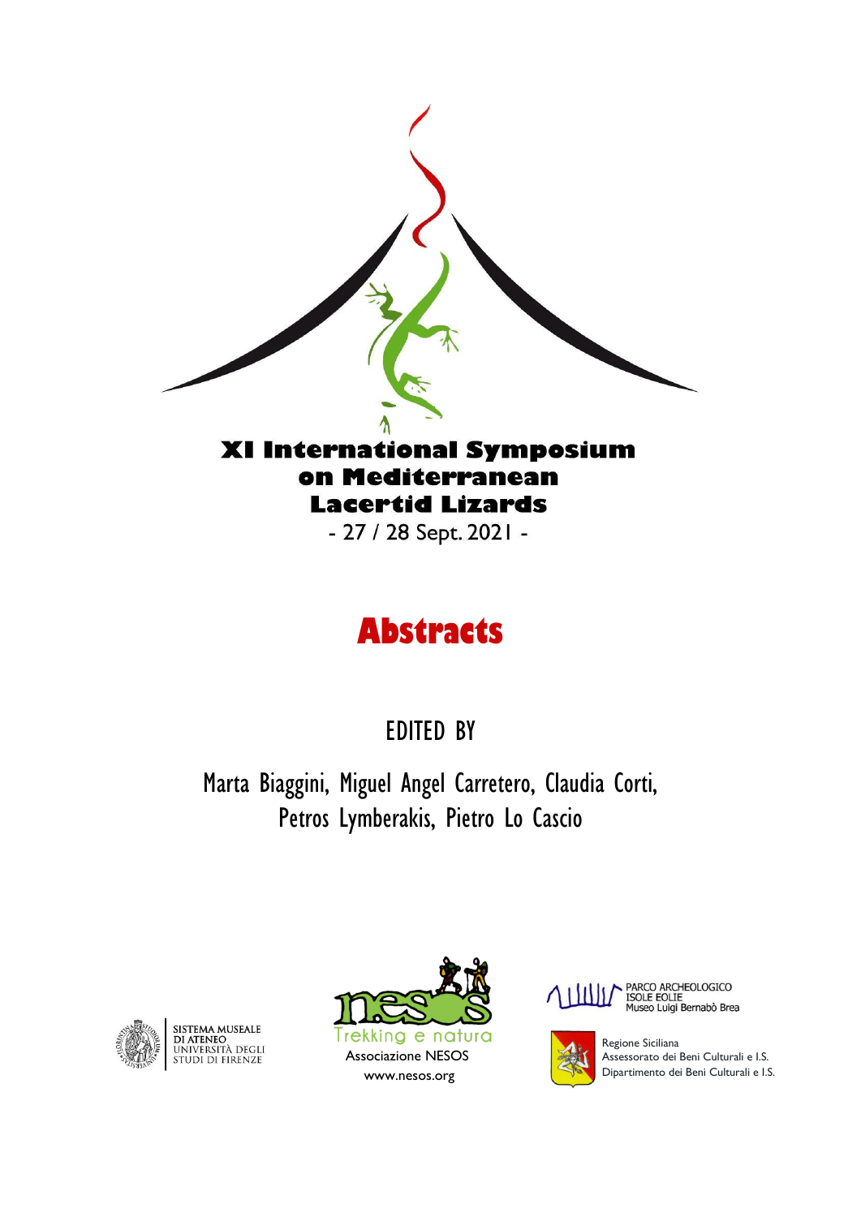# XI International Symposium on Mediterranean Lacertid Lizards

- 27 / 28 Sept. 2021 -

# Abstracts

EDITED BY

Marta Biaggini, Miguel Angel Carretero, Claudia Corti, Petros Lymberakis, Pietro Lo Cascio

SISTEMA MUSEALE DI ATENEO UNIVERSITÀ DEGLI STUDI DI FIRENZE

nesos Trekking e natura
Associazione NESOS
www.nesos.org

PARCO ARCHEOLOGICO ISOLE EOLIE
Museo Luigi Bernabò Brea

Regione Siciliana
Assessorato dei Beni Culturali e I.S.
Dipartimento dei Beni Culturali e I.S.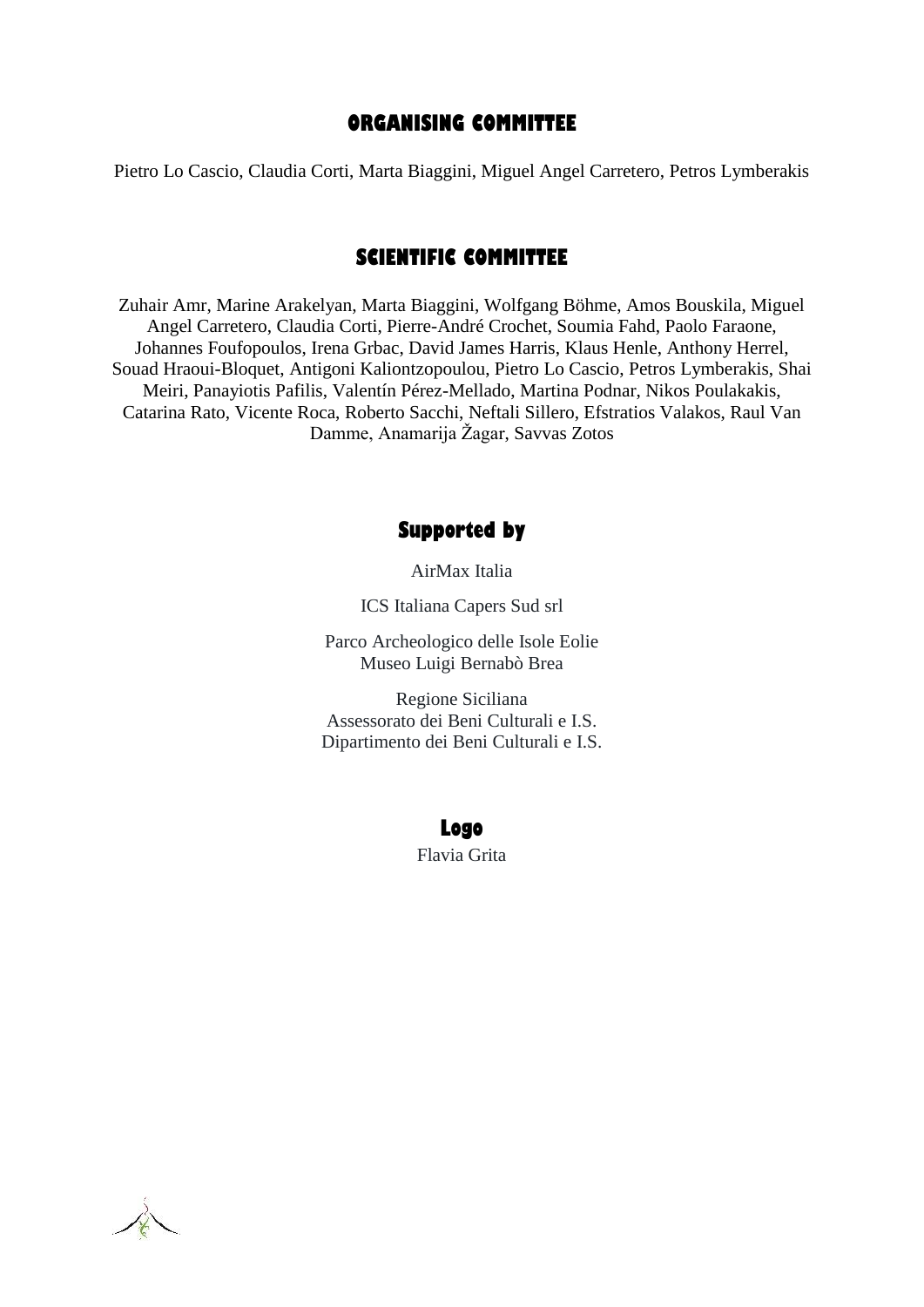## ORGANISING COMMITTEE

Pietro Lo Cascio, Claudia Corti, Marta Biaggini, Miguel Angel Carretero, Petros Lymberakis

## SCIENTIFIC COMMITTEE

Zuhair Amr, Marine Arakelyan, Marta Biaggini, Wolfgang Böhme, Amos Bouskila, Miguel Angel Carretero, Claudia Corti, Pierre-André Crochet, Soumia Fahd, Paolo Faraone, Johannes Foufopoulos, Irena Grbac, David James Harris, Klaus Henle, Anthony Herrel, Souad Hraoui-Bloquet, Antigoni Kaliontzopoulou, Pietro Lo Cascio, Petros Lymberakis, Shai Meiri, Panayiotis Pafilis, Valentín Pérez-Mellado, Martina Podnar, Nikos Poulakakis, Catarina Rato, Vicente Roca, Roberto Sacchi, Neftali Sillero, Efstratios Valakos, Raul Van Damme, Anamarija Žagar, Savvas Zotos

## Supported by

AirMax Italia

ICS Italiana Capers Sud srl

Parco Archeologico delle Isole Eolie
Museo Luigi Bernabò Brea

Regione Siciliana
Assessorato dei Beni Culturali e I.S.
Dipartimento dei Beni Culturali e I.S.

## Logo

Flavia Grita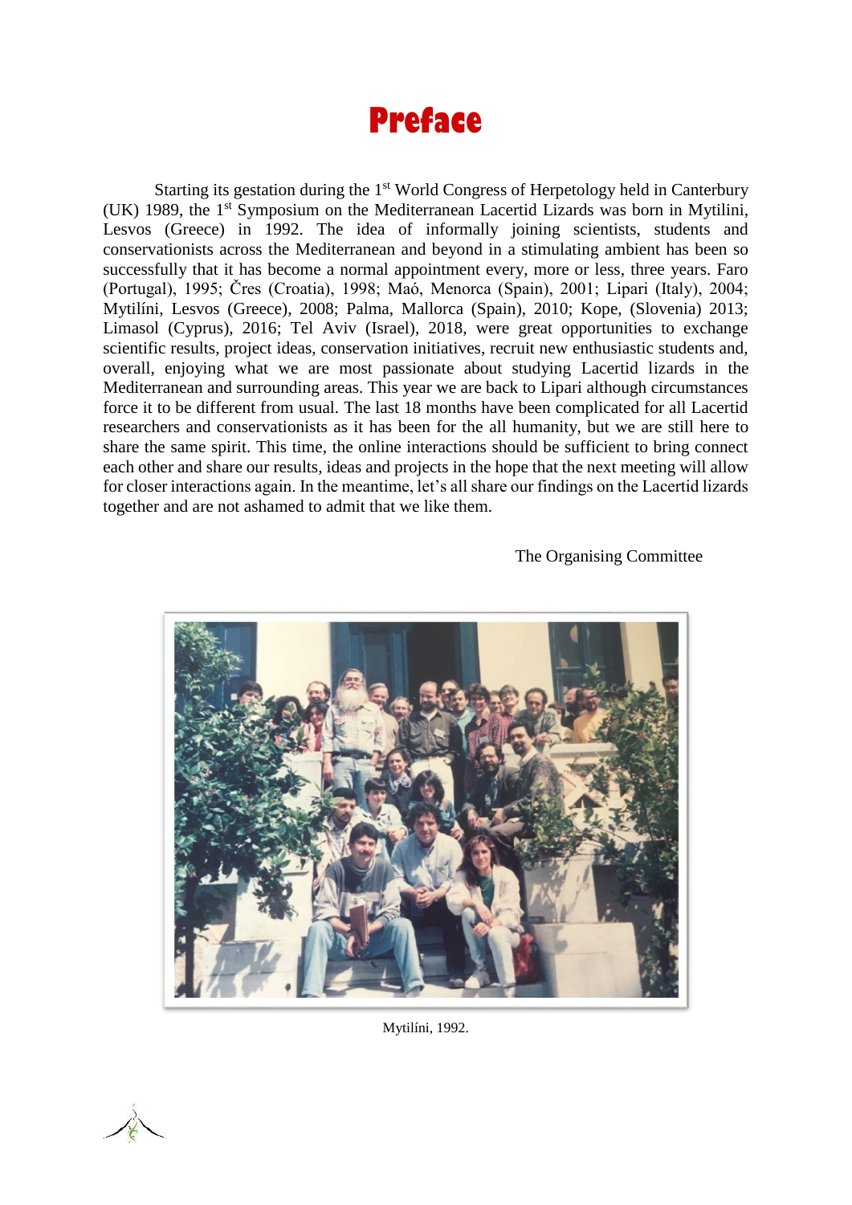# Preface

Starting its gestation during the 1st World Congress of Herpetology held in Canterbury (UK) 1989, the 1st Symposium on the Mediterranean Lacertid Lizards was born in Mytilini, Lesvos (Greece) in 1992. The idea of informally joining scientists, students and conservationists across the Mediterranean and beyond in a stimulating ambient has been so successfully that it has become a normal appointment every, more or less, three years. Faro (Portugal), 1995; Čres (Croatia), 1998; Maó, Menorca (Spain), 2001; Lipari (Italy), 2004; Mytilíni, Lesvos (Greece), 2008; Palma, Mallorca (Spain), 2010; Kope, (Slovenia) 2013; Limasol (Cyprus), 2016; Tel Aviv (Israel), 2018, were great opportunities to exchange scientific results, project ideas, conservation initiatives, recruit new enthusiastic students and, overall, enjoying what we are most passionate about studying Lacertid lizards in the Mediterranean and surrounding areas. This year we are back to Lipari although circumstances force it to be different from usual. The last 18 months have been complicated for all Lacertid researchers and conservationists as it has been for the all humanity, but we are still here to share the same spirit. This time, the online interactions should be sufficient to bring connect each other and share our results, ideas and projects in the hope that the next meeting will allow for closer interactions again. In the meantime, let's all share our findings on the Lacertid lizards together and are not ashamed to admit that we like them.

The Organising Committee

Mytilíni, 1992.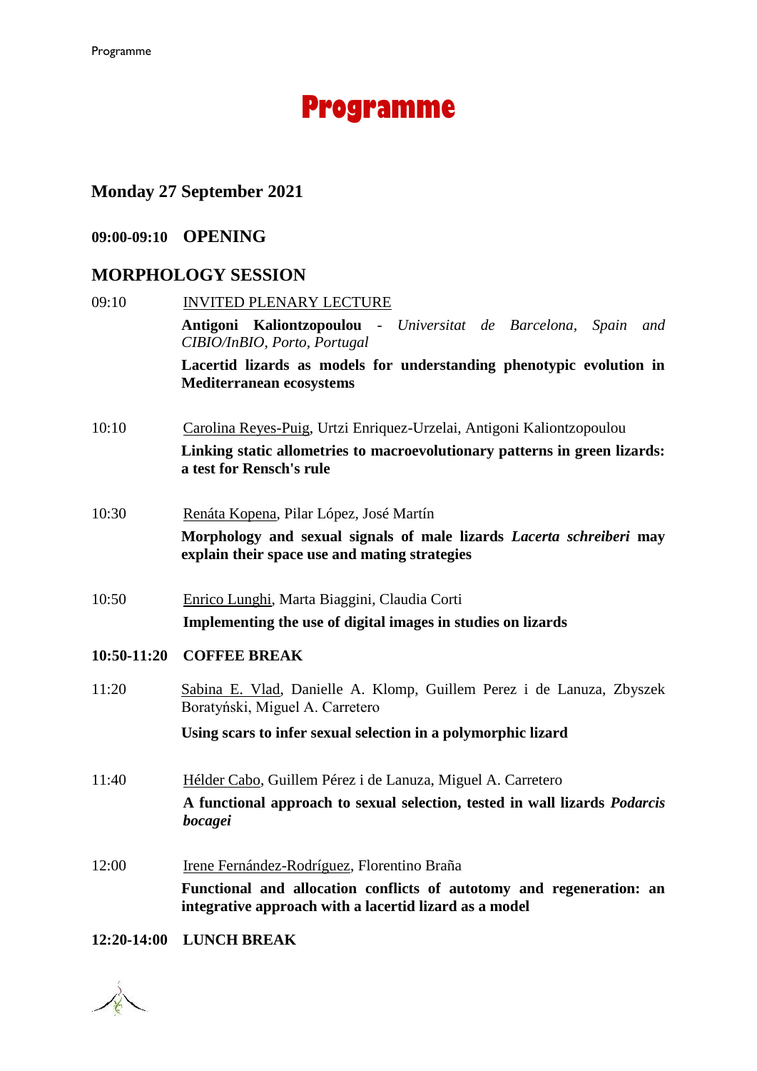# Programme

## Monday 27 September 2021

**09:00-09:10 OPENING**

## MORPHOLOGY SESSION

09:10 INVITED PLENARY LECTURE

**Antigoni Kaliontzopoulou** - *Universitat de Barcelona, Spain and CIBIO/InBIO, Porto, Portugal*

**Lacertid lizards as models for understanding phenotypic evolution in Mediterranean ecosystems**

10:10 Carolina Reyes-Puig, Urtzi Enriquez-Urzelai, Antigoni Kaliontzopoulou

**Linking static allometries to macroevolutionary patterns in green lizards: a test for Rensch's rule**

10:30 Renáta Kopena, Pilar López, José Martín

**Morphology and sexual signals of male lizards *Lacerta schreiberi* may explain their space use and mating strategies**

10:50 Enrico Lunghi, Marta Biaggini, Claudia Corti

**Implementing the use of digital images in studies on lizards**

**10:50-11:20 COFFEE BREAK**

11:20 Sabina E. Vlad, Danielle A. Klomp, Guillem Perez i de Lanuza, Zbyszek Boratyński, Miguel A. Carretero

**Using scars to infer sexual selection in a polymorphic lizard**

11:40 Hélder Cabo, Guillem Pérez i de Lanuza, Miguel A. Carretero

**A functional approach to sexual selection, tested in wall lizards *Podarcis bocagei***

12:00 Irene Fernández-Rodríguez, Florentino Braña

**Functional and allocation conflicts of autotomy and regeneration: an integrative approach with a lacertid lizard as a model**

**12:20-14:00 LUNCH BREAK**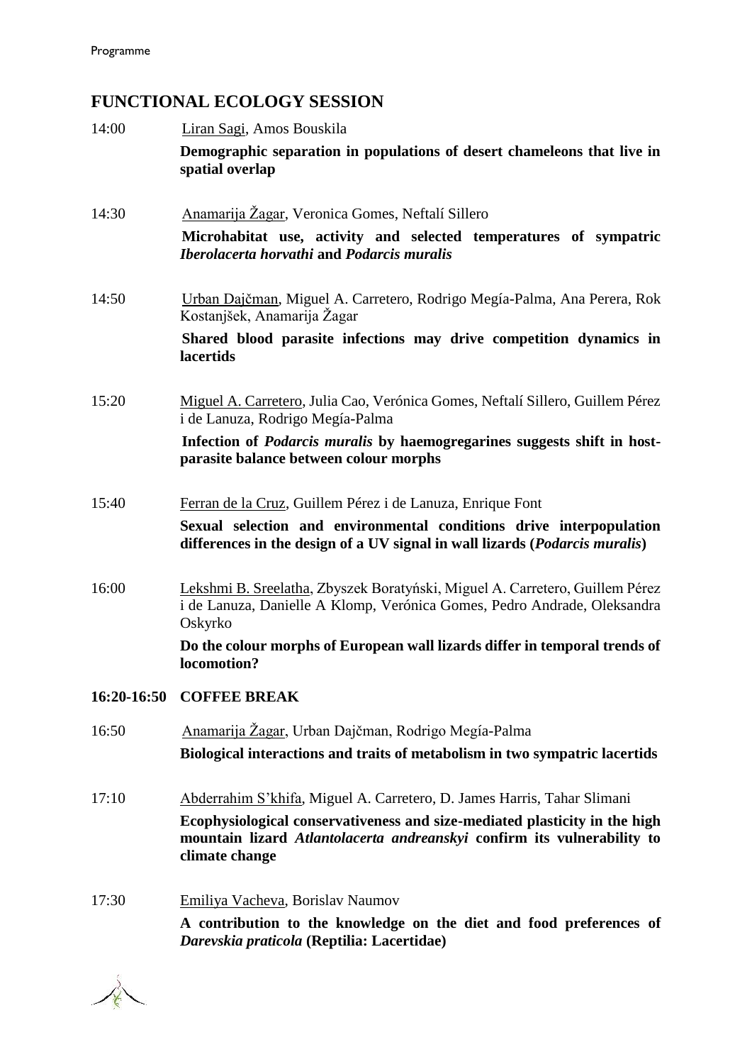## FUNCTIONAL ECOLOGY SESSION

14:00 Liran Sagi, Amos Bouskila

**Demographic separation in populations of desert chameleons that live in spatial overlap**

14:30 Anamarija Žagar, Veronica Gomes, Neftalí Sillero

**Microhabitat use, activity and selected temperatures of sympatric *Iberolacerta horvathi* and *Podarcis muralis***

14:50 Urban Dajčman, Miguel A. Carretero, Rodrigo Megía-Palma, Ana Perera, Rok Kostanjšek, Anamarija Žagar

**Shared blood parasite infections may drive competition dynamics in lacertids**

15:20 Miguel A. Carretero, Julia Cao, Verónica Gomes, Neftalí Sillero, Guillem Pérez i de Lanuza, Rodrigo Megía-Palma

**Infection of *Podarcis muralis* by haemogregarines suggests shift in host-parasite balance between colour morphs**

15:40 Ferran de la Cruz, Guillem Pérez i de Lanuza, Enrique Font

**Sexual selection and environmental conditions drive interpopulation differences in the design of a UV signal in wall lizards (*Podarcis muralis*)**

16:00 Lekshmi B. Sreelatha, Zbyszek Boratyński, Miguel A. Carretero, Guillem Pérez i de Lanuza, Danielle A Klomp, Verónica Gomes, Pedro Andrade, Oleksandra Oskyrko

**Do the colour morphs of European wall lizards differ in temporal trends of locomotion?**

**16:20-16:50 COFFEE BREAK**

16:50 Anamarija Žagar, Urban Dajčman, Rodrigo Megía-Palma

**Biological interactions and traits of metabolism in two sympatric lacertids**

17:10 Abderrahim S'khifa, Miguel A. Carretero, D. James Harris, Tahar Slimani

**Ecophysiological conservativeness and size-mediated plasticity in the high mountain lizard *Atlantolacerta andreanskyi* confirm its vulnerability to climate change**

17:30 Emiliya Vacheva, Borislav Naumov

**A contribution to the knowledge on the diet and food preferences of *Darevskia praticola* (Reptilia: Lacertidae)**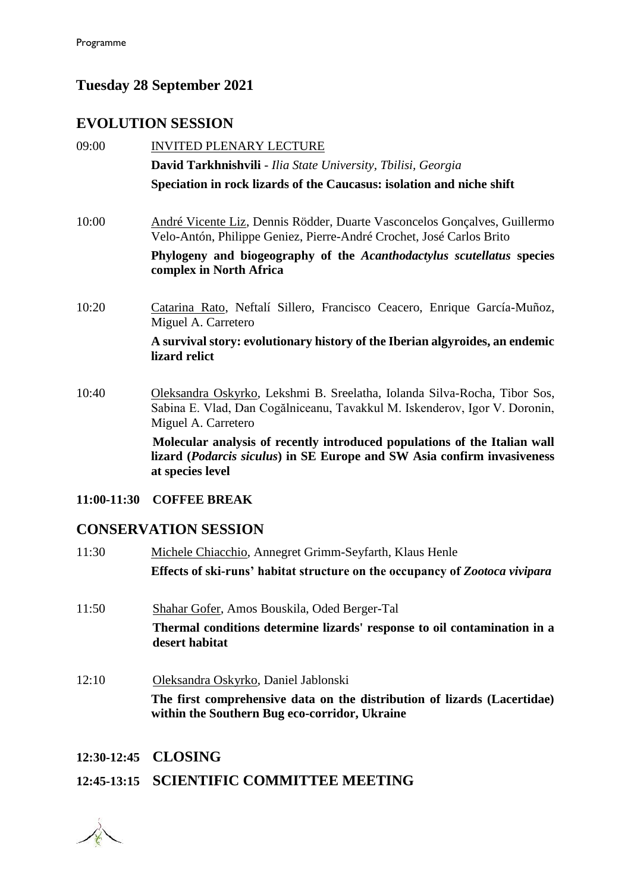## Tuesday 28 September 2021

### EVOLUTION SESSION

09:00 INVITED PLENARY LECTURE

**David Tarkhnishvili** - *Ilia State University, Tbilisi, Georgia*

**Speciation in rock lizards of the Caucasus: isolation and niche shift**

10:00 André Vicente Liz, Dennis Rödder, Duarte Vasconcelos Gonçalves, Guillermo Velo-Antón, Philippe Geniez, Pierre-André Crochet, José Carlos Brito

**Phylogeny and biogeography of the *Acanthodactylus scutellatus* species complex in North Africa**

10:20 Catarina Rato, Neftalí Sillero, Francisco Ceacero, Enrique García-Muñoz, Miguel A. Carretero

**A survival story: evolutionary history of the Iberian algyroides, an endemic lizard relict**

10:40 Oleksandra Oskyrko, Lekshmi B. Sreelatha, Iolanda Silva-Rocha, Tibor Sos, Sabina E. Vlad, Dan Cogălniceanu, Tavakkul M. Iskenderov, Igor V. Doronin, Miguel A. Carretero

**Molecular analysis of recently introduced populations of the Italian wall lizard (*Podarcis siculus*) in SE Europe and SW Asia confirm invasiveness at species level**

**11:00-11:30 COFFEE BREAK**

### CONSERVATION SESSION

11:30 Michele Chiacchio, Annegret Grimm-Seyfarth, Klaus Henle

**Effects of ski-runs' habitat structure on the occupancy of *Zootoca vivipara***

11:50 Shahar Gofer, Amos Bouskila, Oded Berger-Tal

**Thermal conditions determine lizards' response to oil contamination in a desert habitat**

12:10 Oleksandra Oskyrko, Daniel Jablonski

**The first comprehensive data on the distribution of lizards (Lacertidae) within the Southern Bug eco-corridor, Ukraine**

**12:30-12:45 CLOSING**

**12:45-13:15 SCIENTIFIC COMMITTEE MEETING**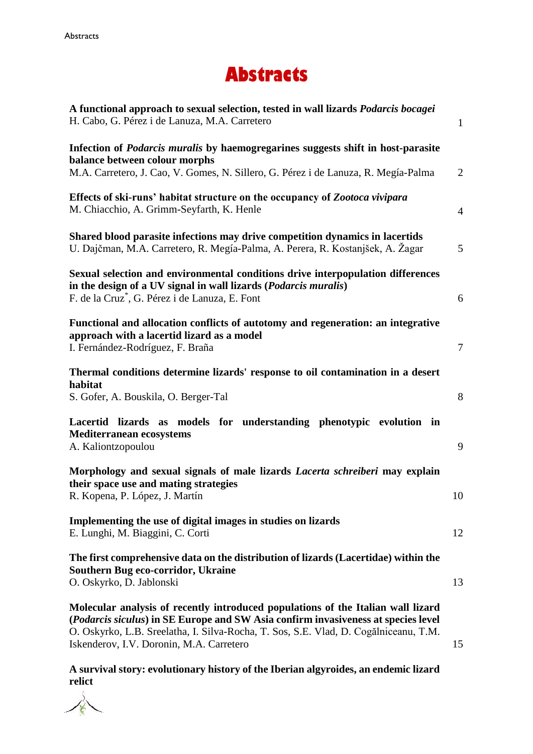# Abstracts

**A functional approach to sexual selection, tested in wall lizards *Podarcis bocagei***
H. Cabo, G. Pérez i de Lanuza, M.A. Carretero — 1

**Infection of *Podarcis muralis* by haemogregarines suggests shift in host-parasite balance between colour morphs**
M.A. Carretero, J. Cao, V. Gomes, N. Sillero, G. Pérez i de Lanuza, R. Megía-Palma — 2

**Effects of ski-runs' habitat structure on the occupancy of *Zootoca vivipara***
M. Chiacchio, A. Grimm-Seyfarth, K. Henle — 4

**Shared blood parasite infections may drive competition dynamics in lacertids**
U. Dajčman, M.A. Carretero, R. Megía-Palma, A. Perera, R. Kostanjšek, A. Žagar — 5

**Sexual selection and environmental conditions drive interpopulation differences in the design of a UV signal in wall lizards (*Podarcis muralis*)**
F. de la Cruz*, G. Pérez i de Lanuza, E. Font — 6

**Functional and allocation conflicts of autotomy and regeneration: an integrative approach with a lacertid lizard as a model**
I. Fernández-Rodríguez, F. Braña — 7

**Thermal conditions determine lizards' response to oil contamination in a desert habitat**
S. Gofer, A. Bouskila, O. Berger-Tal — 8

**Lacertid lizards as models for understanding phenotypic evolution in Mediterranean ecosystems**
A. Kaliontzopoulou — 9

**Morphology and sexual signals of male lizards *Lacerta schreiberi* may explain their space use and mating strategies**
R. Kopena, P. López, J. Martín — 10

**Implementing the use of digital images in studies on lizards**
E. Lunghi, M. Biaggini, C. Corti — 12

**The first comprehensive data on the distribution of lizards (Lacertidae) within the Southern Bug eco-corridor, Ukraine**
O. Oskyrko, D. Jablonski — 13

**Molecular analysis of recently introduced populations of the Italian wall lizard (*Podarcis siculus*) in SE Europe and SW Asia confirm invasiveness at species level**
O. Oskyrko, L.B. Sreelatha, I. Silva-Rocha, T. Sos, S.E. Vlad, D. Cogălniceanu, T.M. Iskenderov, I.V. Doronin, M.A. Carretero — 15

**A survival story: evolutionary history of the Iberian algyroides, an endemic lizard relict**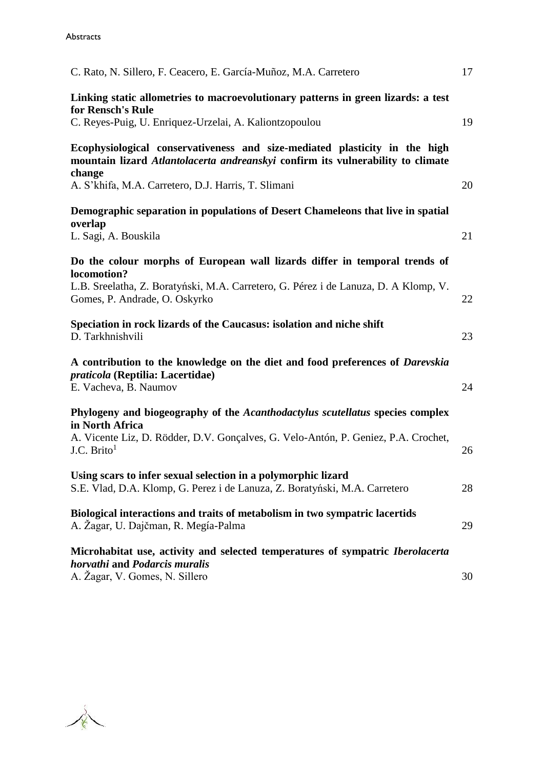C. Rato, N. Sillero, F. Ceacero, E. García-Muñoz, M.A. Carretero 17

**Linking static allometries to macroevolutionary patterns in green lizards: a test for Rensch's Rule**
C. Reyes-Puig, U. Enriquez-Urzelai, A. Kaliontzopoulou 19

**Ecophysiological conservativeness and size-mediated plasticity in the high mountain lizard *Atlantolacerta andreanskyi* confirm its vulnerability to climate change**
A. S'khifa, M.A. Carretero, D.J. Harris, T. Slimani 20

**Demographic separation in populations of Desert Chameleons that live in spatial overlap**
L. Sagi, A. Bouskila 21

**Do the colour morphs of European wall lizards differ in temporal trends of locomotion?**
L.B. Sreelatha, Z. Boratyński, M.A. Carretero, G. Pérez i de Lanuza, D. A Klomp, V. Gomes, P. Andrade, O. Oskyrko 22

**Speciation in rock lizards of the Caucasus: isolation and niche shift**
D. Tarkhnishvili 23

**A contribution to the knowledge on the diet and food preferences of *Darevskia praticola* (Reptilia: Lacertidae)**
E. Vacheva, B. Naumov 24

**Phylogeny and biogeography of the *Acanthodactylus scutellatus* species complex in North Africa**
A. Vicente Liz, D. Rödder, D.V. Gonçalves, G. Velo-Antón, P. Geniez, P.A. Crochet, J.C. Brito[1] 26

**Using scars to infer sexual selection in a polymorphic lizard**
S.E. Vlad, D.A. Klomp, G. Perez i de Lanuza, Z. Boratyński, M.A. Carretero 28

**Biological interactions and traits of metabolism in two sympatric lacertids**
A. Žagar, U. Dajčman, R. Megía-Palma 29

**Microhabitat use, activity and selected temperatures of sympatric *Iberolacerta horvathi* and *Podarcis muralis***
A. Žagar, V. Gomes, N. Sillero 30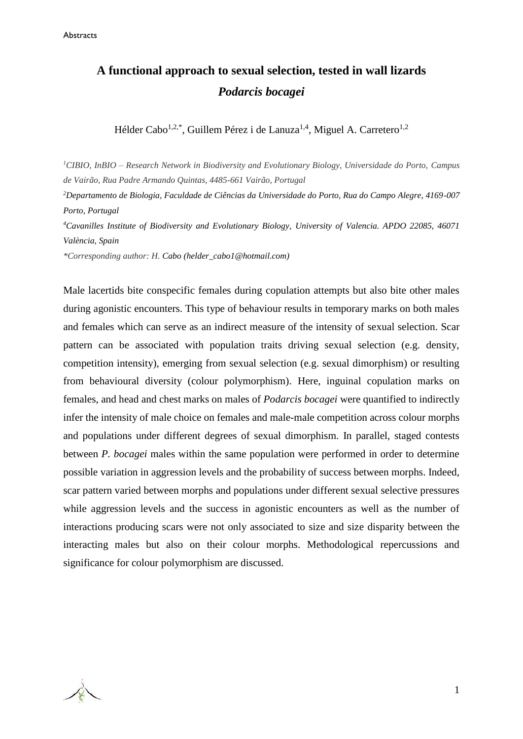# A functional approach to sexual selection, tested in wall lizards *Podarcis bocagei*

Hélder Cabo[1,2,*], Guillem Pérez i de Lanuza[1,4], Miguel A. Carretero[1,2]

[1]*CIBIO, InBIO – Research Network in Biodiversity and Evolutionary Biology, Universidade do Porto, Campus de Vairão, Rua Padre Armando Quintas, 4485-661 Vairão, Portugal*

[2]*Departamento de Biologia, Faculdade de Ciências da Universidade do Porto, Rua do Campo Alegre, 4169-007 Porto, Portugal*

[4]*Cavanilles Institute of Biodiversity and Evolutionary Biology, University of Valencia. APDO 22085, 46071 València, Spain*

*\*Corresponding author: H. Cabo (helder_cabo1@hotmail.com)*

Male lacertids bite conspecific females during copulation attempts but also bite other males during agonistic encounters. This type of behaviour results in temporary marks on both males and females which can serve as an indirect measure of the intensity of sexual selection. Scar pattern can be associated with population traits driving sexual selection (e.g. density, competition intensity), emerging from sexual selection (e.g. sexual dimorphism) or resulting from behavioural diversity (colour polymorphism). Here, inguinal copulation marks on females, and head and chest marks on males of *Podarcis bocagei* were quantified to indirectly infer the intensity of male choice on females and male-male competition across colour morphs and populations under different degrees of sexual dimorphism. In parallel, staged contests between *P. bocagei* males within the same population were performed in order to determine possible variation in aggression levels and the probability of success between morphs. Indeed, scar pattern varied between morphs and populations under different sexual selective pressures while aggression levels and the success in agonistic encounters as well as the number of interactions producing scars were not only associated to size and size disparity between the interacting males but also on their colour morphs. Methodological repercussions and significance for colour polymorphism are discussed.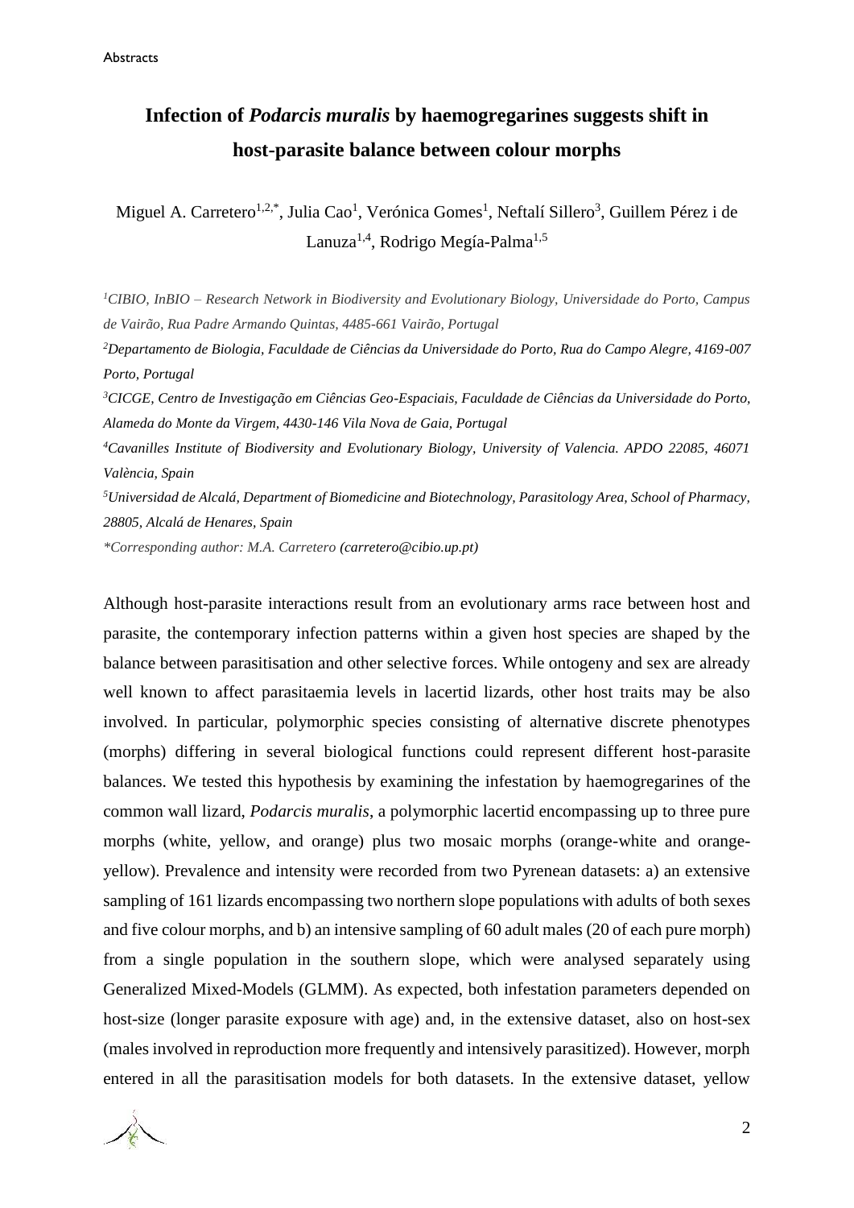# Infection of *Podarcis muralis* by haemogregarines suggests shift in host-parasite balance between colour morphs

Miguel A. Carretero[1,2,*], Julia Cao[1], Verónica Gomes[1], Neftalí Sillero[3], Guillem Pérez i de Lanuza[1,4], Rodrigo Megía-Palma[1,5]

*[1]CIBIO, InBIO – Research Network in Biodiversity and Evolutionary Biology, Universidade do Porto, Campus de Vairão, Rua Padre Armando Quintas, 4485-661 Vairão, Portugal*

*[2]Departamento de Biologia, Faculdade de Ciências da Universidade do Porto, Rua do Campo Alegre, 4169-007 Porto, Portugal*

*[3]CICGE, Centro de Investigação em Ciências Geo-Espaciais, Faculdade de Ciências da Universidade do Porto, Alameda do Monte da Virgem, 4430-146 Vila Nova de Gaia, Portugal*

*[4]Cavanilles Institute of Biodiversity and Evolutionary Biology, University of Valencia. APDO 22085, 46071 València, Spain*

*[5]Universidad de Alcalá, Department of Biomedicine and Biotechnology, Parasitology Area, School of Pharmacy, 28805, Alcalá de Henares, Spain*

*\*Corresponding author: M.A. Carretero (carretero@cibio.up.pt)*

Although host-parasite interactions result from an evolutionary arms race between host and parasite, the contemporary infection patterns within a given host species are shaped by the balance between parasitisation and other selective forces. While ontogeny and sex are already well known to affect parasitaemia levels in lacertid lizards, other host traits may be also involved. In particular, polymorphic species consisting of alternative discrete phenotypes (morphs) differing in several biological functions could represent different host-parasite balances. We tested this hypothesis by examining the infestation by haemogregarines of the common wall lizard, *Podarcis muralis*, a polymorphic lacertid encompassing up to three pure morphs (white, yellow, and orange) plus two mosaic morphs (orange-white and orange-yellow). Prevalence and intensity were recorded from two Pyrenean datasets: a) an extensive sampling of 161 lizards encompassing two northern slope populations with adults of both sexes and five colour morphs, and b) an intensive sampling of 60 adult males (20 of each pure morph) from a single population in the southern slope, which were analysed separately using Generalized Mixed-Models (GLMM). As expected, both infestation parameters depended on host-size (longer parasite exposure with age) and, in the extensive dataset, also on host-sex (males involved in reproduction more frequently and intensively parasitized). However, morph entered in all the parasitisation models for both datasets. In the extensive dataset, yellow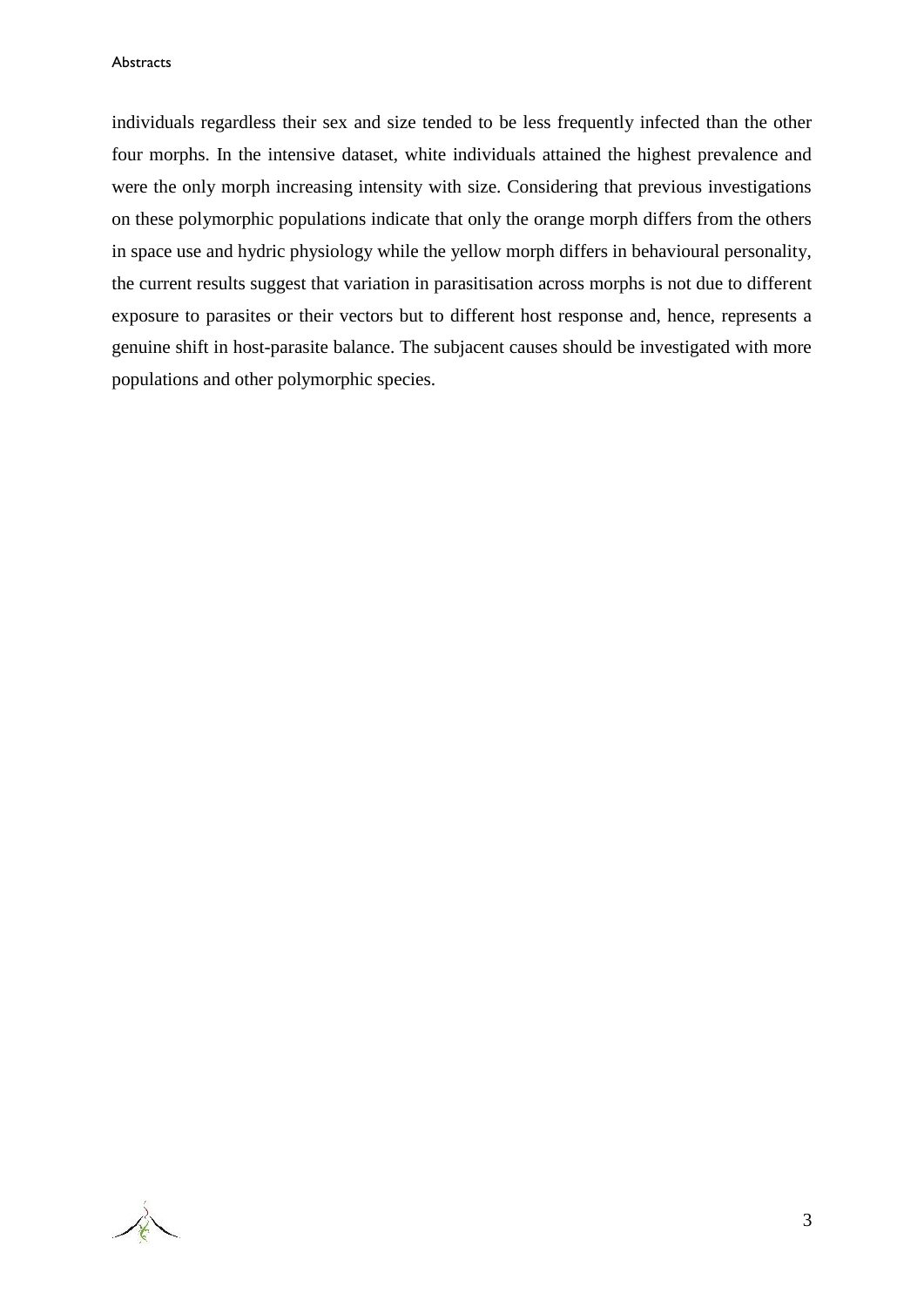individuals regardless their sex and size tended to be less frequently infected than the other four morphs. In the intensive dataset, white individuals attained the highest prevalence and were the only morph increasing intensity with size. Considering that previous investigations on these polymorphic populations indicate that only the orange morph differs from the others in space use and hydric physiology while the yellow morph differs in behavioural personality, the current results suggest that variation in parasitisation across morphs is not due to different exposure to parasites or their vectors but to different host response and, hence, represents a genuine shift in host-parasite balance. The subjacent causes should be investigated with more populations and other polymorphic species.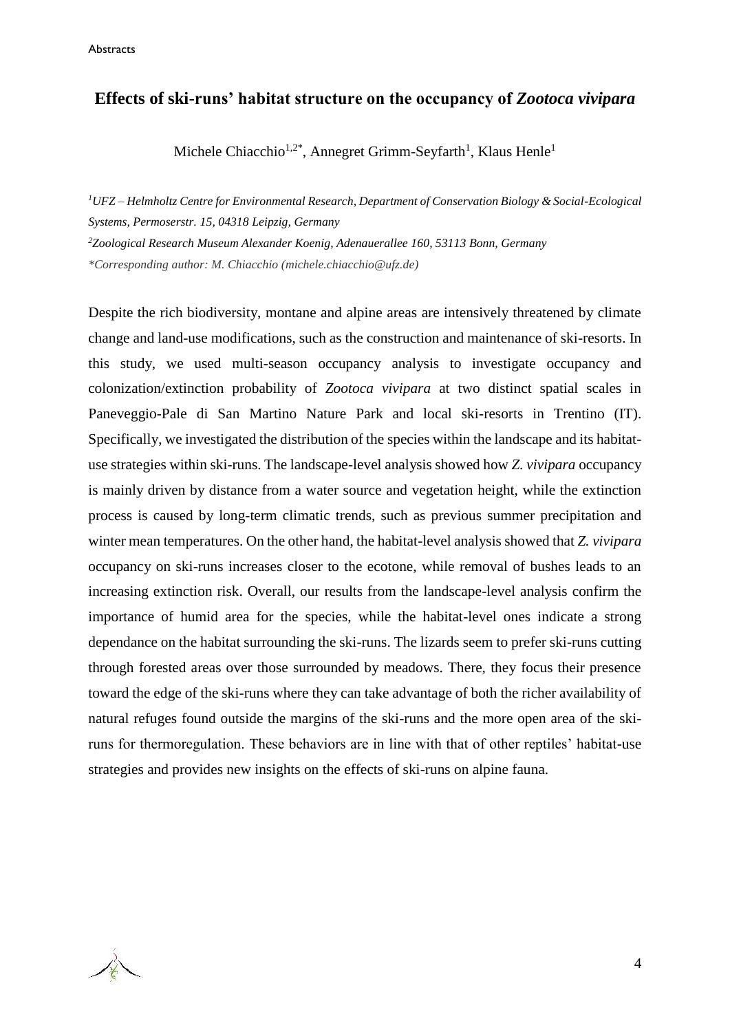## Effects of ski-runs' habitat structure on the occupancy of *Zootoca vivipara*

Michele Chiacchio[1,2*], Annegret Grimm-Seyfarth[1], Klaus Henle[1]

*[1]UFZ – Helmholtz Centre for Environmental Research, Department of Conservation Biology & Social-Ecological Systems, Permoserstr. 15, 04318 Leipzig, Germany*

*[2]Zoological Research Museum Alexander Koenig, Adenauerallee 160, 53113 Bonn, Germany*

*\*Corresponding author: M. Chiacchio (michele.chiacchio@ufz.de)*

Despite the rich biodiversity, montane and alpine areas are intensively threatened by climate change and land-use modifications, such as the construction and maintenance of ski-resorts. In this study, we used multi-season occupancy analysis to investigate occupancy and colonization/extinction probability of *Zootoca vivipara* at two distinct spatial scales in Paneveggio-Pale di San Martino Nature Park and local ski-resorts in Trentino (IT). Specifically, we investigated the distribution of the species within the landscape and its habitat-use strategies within ski-runs. The landscape-level analysis showed how *Z. vivipara* occupancy is mainly driven by distance from a water source and vegetation height, while the extinction process is caused by long-term climatic trends, such as previous summer precipitation and winter mean temperatures. On the other hand, the habitat-level analysis showed that *Z. vivipara* occupancy on ski-runs increases closer to the ecotone, while removal of bushes leads to an increasing extinction risk. Overall, our results from the landscape-level analysis confirm the importance of humid area for the species, while the habitat-level ones indicate a strong dependance on the habitat surrounding the ski-runs. The lizards seem to prefer ski-runs cutting through forested areas over those surrounded by meadows. There, they focus their presence toward the edge of the ski-runs where they can take advantage of both the richer availability of natural refuges found outside the margins of the ski-runs and the more open area of the ski-runs for thermoregulation. These behaviors are in line with that of other reptiles' habitat-use strategies and provides new insights on the effects of ski-runs on alpine fauna.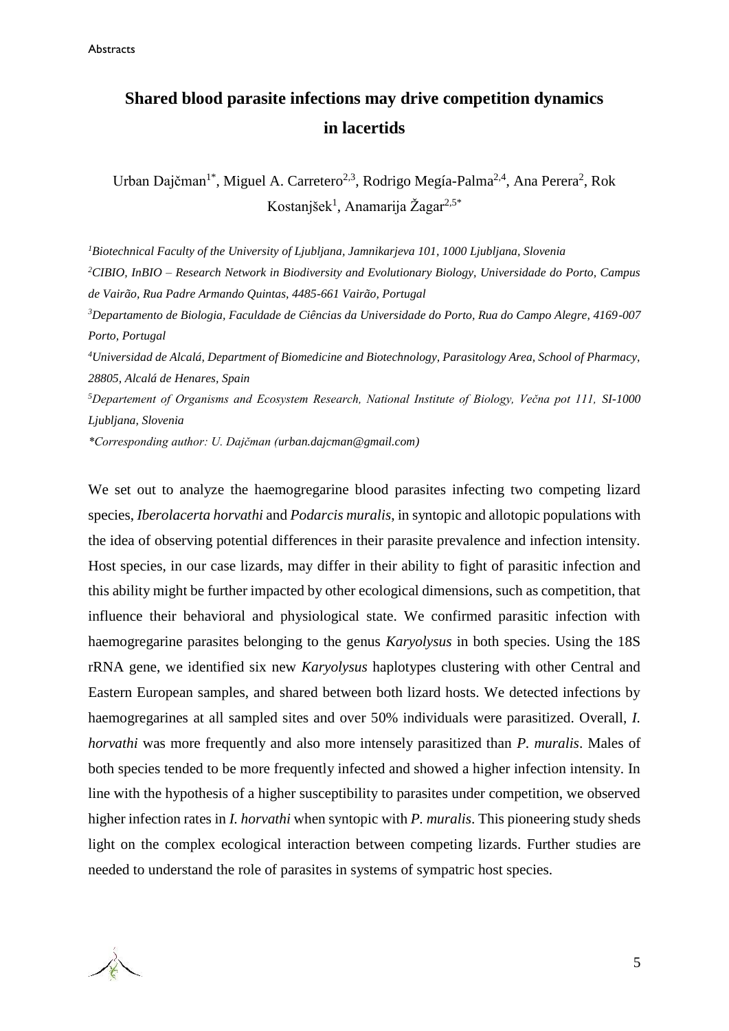# Shared blood parasite infections may drive competition dynamics in lacertids

Urban Dajčman[1*], Miguel A. Carretero[2,3], Rodrigo Megía-Palma[2,4], Ana Perera[2], Rok Kostanjšek[1], Anamarija Žagar[2,5*]

*[1]Biotechnical Faculty of the University of Ljubljana, Jamnikarjeva 101, 1000 Ljubljana, Slovenia*

*[2]CIBIO, InBIO – Research Network in Biodiversity and Evolutionary Biology, Universidade do Porto, Campus de Vairão, Rua Padre Armando Quintas, 4485-661 Vairão, Portugal*

*[3]Departamento de Biologia, Faculdade de Ciências da Universidade do Porto, Rua do Campo Alegre, 4169-007 Porto, Portugal*

*[4]Universidad de Alcalá, Department of Biomedicine and Biotechnology, Parasitology Area, School of Pharmacy, 28805, Alcalá de Henares, Spain*

*[5]Departement of Organisms and Ecosystem Research, National Institute of Biology, Večna pot 111, SI-1000 Ljubljana, Slovenia*

*\*Corresponding author: U. Dajčman (urban.dajcman@gmail.com)*

We set out to analyze the haemogregarine blood parasites infecting two competing lizard species, *Iberolacerta horvathi* and *Podarcis muralis*, in syntopic and allotopic populations with the idea of observing potential differences in their parasite prevalence and infection intensity. Host species, in our case lizards, may differ in their ability to fight of parasitic infection and this ability might be further impacted by other ecological dimensions, such as competition, that influence their behavioral and physiological state. We confirmed parasitic infection with haemogregarine parasites belonging to the genus *Karyolysus* in both species. Using the 18S rRNA gene, we identified six new *Karyolysus* haplotypes clustering with other Central and Eastern European samples, and shared between both lizard hosts. We detected infections by haemogregarines at all sampled sites and over 50% individuals were parasitized. Overall, *I. horvathi* was more frequently and also more intensely parasitized than *P. muralis*. Males of both species tended to be more frequently infected and showed a higher infection intensity. In line with the hypothesis of a higher susceptibility to parasites under competition, we observed higher infection rates in *I. horvathi* when syntopic with *P. muralis*. This pioneering study sheds light on the complex ecological interaction between competing lizards. Further studies are needed to understand the role of parasites in systems of sympatric host species.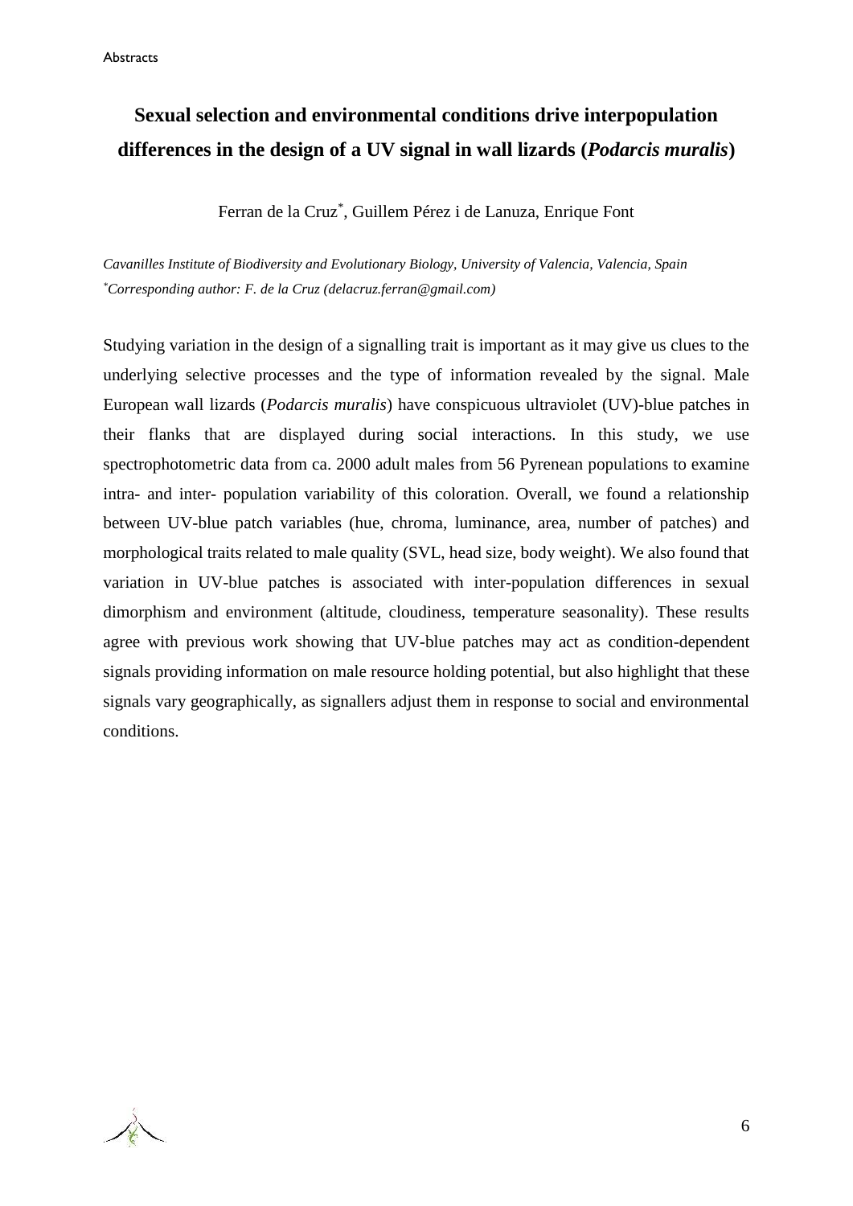# Sexual selection and environmental conditions drive interpopulation differences in the design of a UV signal in wall lizards (*Podarcis muralis*)

Ferran de la Cruz*, Guillem Pérez i de Lanuza, Enrique Font

*Cavanilles Institute of Biodiversity and Evolutionary Biology, University of Valencia, Valencia, Spain*
*\*Corresponding author: F. de la Cruz (delacruz.ferran@gmail.com)*

Studying variation in the design of a signalling trait is important as it may give us clues to the underlying selective processes and the type of information revealed by the signal. Male European wall lizards (*Podarcis muralis*) have conspicuous ultraviolet (UV)-blue patches in their flanks that are displayed during social interactions. In this study, we use spectrophotometric data from ca. 2000 adult males from 56 Pyrenean populations to examine intra- and inter- population variability of this coloration. Overall, we found a relationship between UV-blue patch variables (hue, chroma, luminance, area, number of patches) and morphological traits related to male quality (SVL, head size, body weight). We also found that variation in UV-blue patches is associated with inter-population differences in sexual dimorphism and environment (altitude, cloudiness, temperature seasonality). These results agree with previous work showing that UV-blue patches may act as condition-dependent signals providing information on male resource holding potential, but also highlight that these signals vary geographically, as signallers adjust them in response to social and environmental conditions.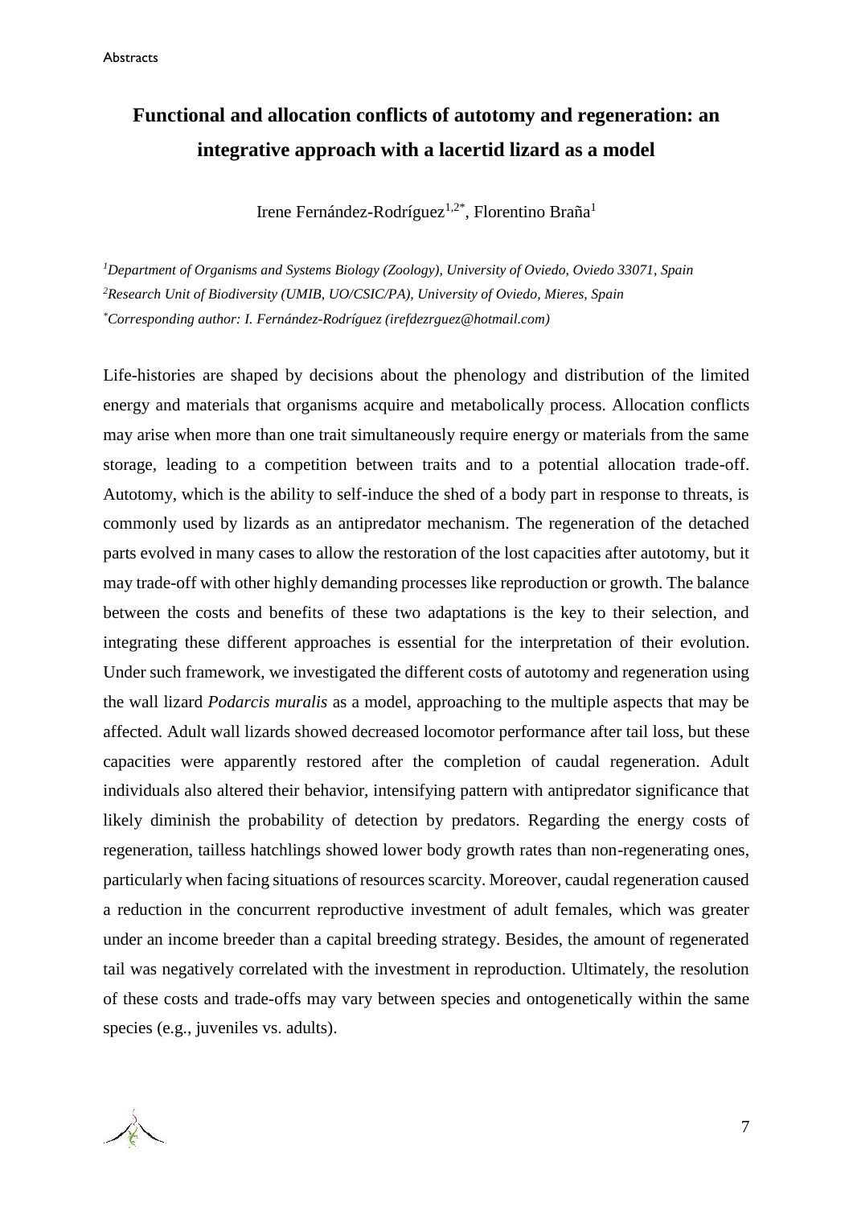# Functional and allocation conflicts of autotomy and regeneration: an integrative approach with a lacertid lizard as a model

Irene Fernández-Rodríguez[1,2*], Florentino Braña[1]

*[1]Department of Organisms and Systems Biology (Zoology), University of Oviedo, Oviedo 33071, Spain*
*[2]Research Unit of Biodiversity (UMIB, UO/CSIC/PA), University of Oviedo, Mieres, Spain*
*[*]Corresponding author: I. Fernández-Rodríguez (irefdezrguez@hotmail.com)*

Life-histories are shaped by decisions about the phenology and distribution of the limited energy and materials that organisms acquire and metabolically process. Allocation conflicts may arise when more than one trait simultaneously require energy or materials from the same storage, leading to a competition between traits and to a potential allocation trade-off. Autotomy, which is the ability to self-induce the shed of a body part in response to threats, is commonly used by lizards as an antipredator mechanism. The regeneration of the detached parts evolved in many cases to allow the restoration of the lost capacities after autotomy, but it may trade-off with other highly demanding processes like reproduction or growth. The balance between the costs and benefits of these two adaptations is the key to their selection, and integrating these different approaches is essential for the interpretation of their evolution. Under such framework, we investigated the different costs of autotomy and regeneration using the wall lizard *Podarcis muralis* as a model, approaching to the multiple aspects that may be affected. Adult wall lizards showed decreased locomotor performance after tail loss, but these capacities were apparently restored after the completion of caudal regeneration. Adult individuals also altered their behavior, intensifying pattern with antipredator significance that likely diminish the probability of detection by predators. Regarding the energy costs of regeneration, tailless hatchlings showed lower body growth rates than non-regenerating ones, particularly when facing situations of resources scarcity. Moreover, caudal regeneration caused a reduction in the concurrent reproductive investment of adult females, which was greater under an income breeder than a capital breeding strategy. Besides, the amount of regenerated tail was negatively correlated with the investment in reproduction. Ultimately, the resolution of these costs and trade-offs may vary between species and ontogenetically within the same species (e.g., juveniles vs. adults).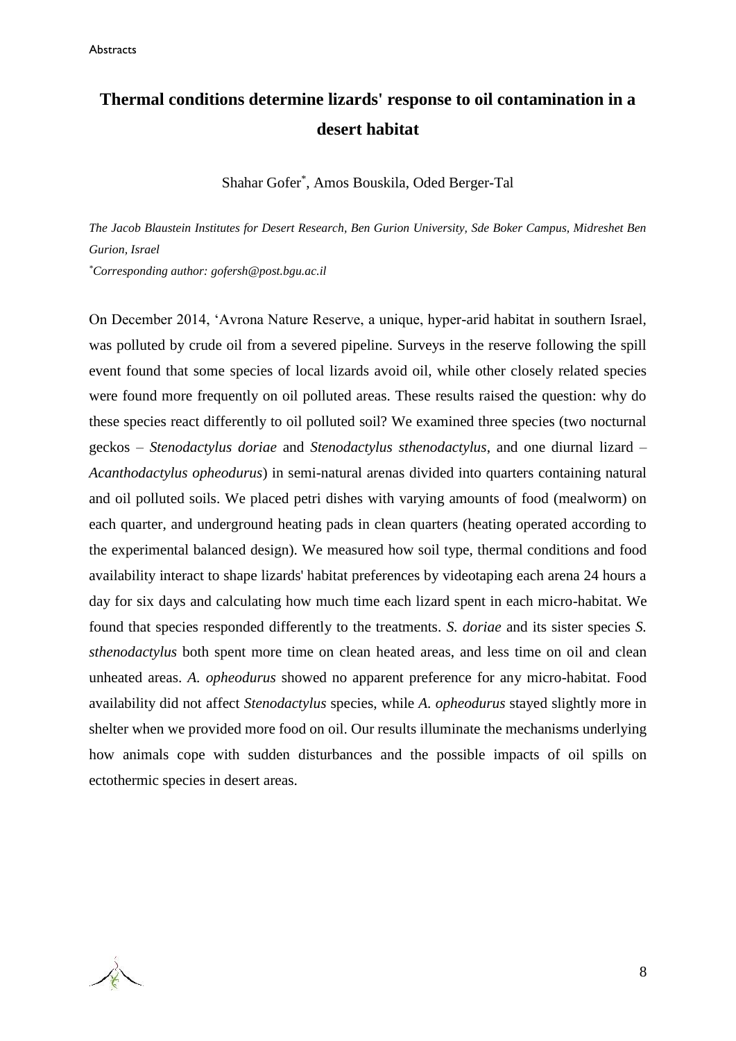# Thermal conditions determine lizards' response to oil contamination in a desert habitat

Shahar Gofer[*], Amos Bouskila, Oded Berger-Tal

*The Jacob Blaustein Institutes for Desert Research, Ben Gurion University, Sde Boker Campus, Midreshet Ben Gurion, Israel*

*[*]Corresponding author: gofersh@post.bgu.ac.il*

On December 2014, ‘Avrona Nature Reserve, a unique, hyper-arid habitat in southern Israel, was polluted by crude oil from a severed pipeline. Surveys in the reserve following the spill event found that some species of local lizards avoid oil, while other closely related species were found more frequently on oil polluted areas. These results raised the question: why do these species react differently to oil polluted soil? We examined three species (two nocturnal geckos – *Stenodactylus doriae* and *Stenodactylus sthenodactylus*, and one diurnal lizard – *Acanthodactylus opheodurus*) in semi-natural arenas divided into quarters containing natural and oil polluted soils. We placed petri dishes with varying amounts of food (mealworm) on each quarter, and underground heating pads in clean quarters (heating operated according to the experimental balanced design). We measured how soil type, thermal conditions and food availability interact to shape lizards' habitat preferences by videotaping each arena 24 hours a day for six days and calculating how much time each lizard spent in each micro-habitat. We found that species responded differently to the treatments. *S. doriae* and its sister species *S. sthenodactylus* both spent more time on clean heated areas, and less time on oil and clean unheated areas. *A. opheodurus* showed no apparent preference for any micro-habitat. Food availability did not affect *Stenodactylus* species, while *A. opheodurus* stayed slightly more in shelter when we provided more food on oil. Our results illuminate the mechanisms underlying how animals cope with sudden disturbances and the possible impacts of oil spills on ectothermic species in desert areas.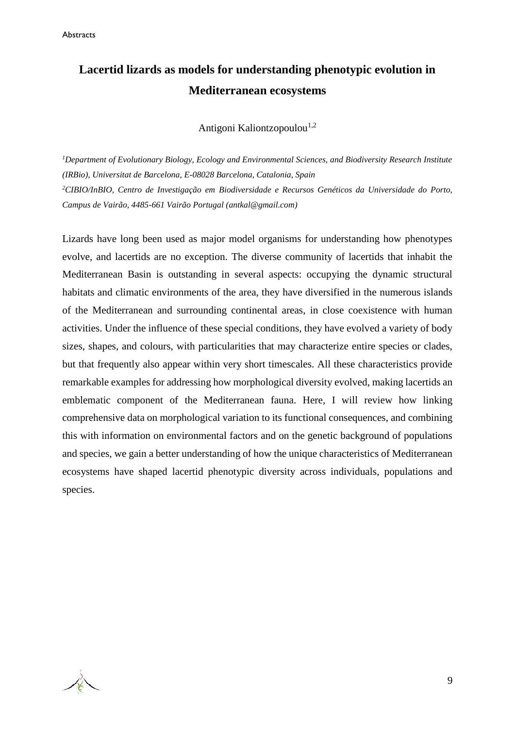# Lacertid lizards as models for understanding phenotypic evolution in Mediterranean ecosystems

Antigoni Kaliontzopoulou[1,2]

*[1]Department of Evolutionary Biology, Ecology and Environmental Sciences, and Biodiversity Research Institute (IRBio), Universitat de Barcelona, E-08028 Barcelona, Catalonia, Spain*

*[2]CIBIO/InBIO, Centro de Investigação em Biodiversidade e Recursos Genéticos da Universidade do Porto, Campus de Vairão, 4485-661 Vairão Portugal (antkal@gmail.com)*

Lizards have long been used as major model organisms for understanding how phenotypes evolve, and lacertids are no exception. The diverse community of lacertids that inhabit the Mediterranean Basin is outstanding in several aspects: occupying the dynamic structural habitats and climatic environments of the area, they have diversified in the numerous islands of the Mediterranean and surrounding continental areas, in close coexistence with human activities. Under the influence of these special conditions, they have evolved a variety of body sizes, shapes, and colours, with particularities that may characterize entire species or clades, but that frequently also appear within very short timescales. All these characteristics provide remarkable examples for addressing how morphological diversity evolved, making lacertids an emblematic component of the Mediterranean fauna. Here, I will review how linking comprehensive data on morphological variation to its functional consequences, and combining this with information on environmental factors and on the genetic background of populations and species, we gain a better understanding of how the unique characteristics of Mediterranean ecosystems have shaped lacertid phenotypic diversity across individuals, populations and species.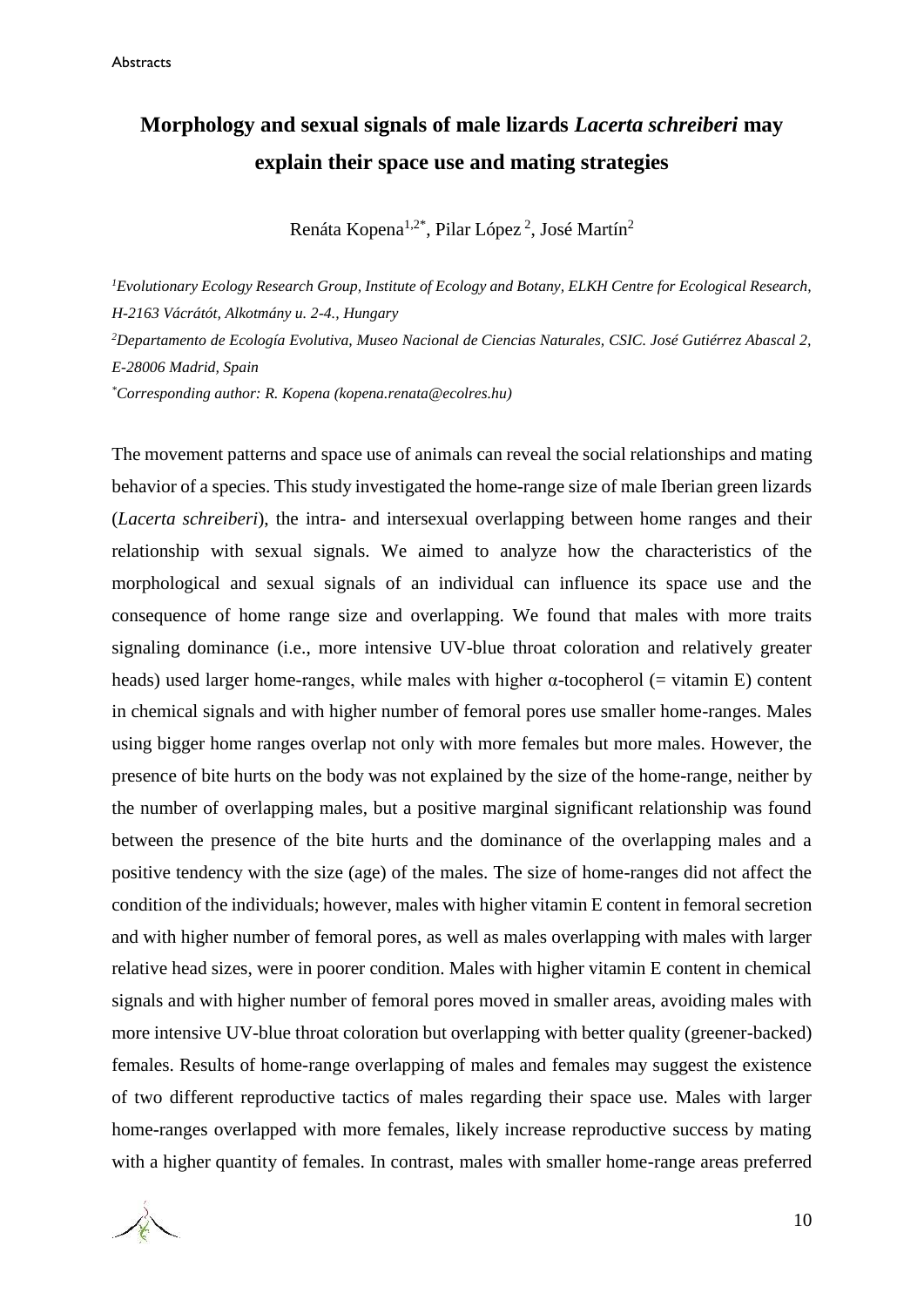# Morphology and sexual signals of male lizards *Lacerta schreiberi* may explain their space use and mating strategies

Renáta Kopena[1,2*], Pilar López[2], José Martín[2]

[1]*Evolutionary Ecology Research Group, Institute of Ecology and Botany, ELKH Centre for Ecological Research, H-2163 Vácrátót, Alkotmány u. 2-4., Hungary*

[2]*Departamento de Ecología Evolutiva, Museo Nacional de Ciencias Naturales, CSIC. José Gutiérrez Abascal 2, E-28006 Madrid, Spain*

[*]*Corresponding author: R. Kopena (kopena.renata@ecolres.hu)*

The movement patterns and space use of animals can reveal the social relationships and mating behavior of a species. This study investigated the home-range size of male Iberian green lizards (*Lacerta schreiberi*), the intra- and intersexual overlapping between home ranges and their relationship with sexual signals. We aimed to analyze how the characteristics of the morphological and sexual signals of an individual can influence its space use and the consequence of home range size and overlapping. We found that males with more traits signaling dominance (i.e., more intensive UV-blue throat coloration and relatively greater heads) used larger home-ranges, while males with higher α-tocopherol (= vitamin E) content in chemical signals and with higher number of femoral pores use smaller home-ranges. Males using bigger home ranges overlap not only with more females but more males. However, the presence of bite hurts on the body was not explained by the size of the home-range, neither by the number of overlapping males, but a positive marginal significant relationship was found between the presence of the bite hurts and the dominance of the overlapping males and a positive tendency with the size (age) of the males. The size of home-ranges did not affect the condition of the individuals; however, males with higher vitamin E content in femoral secretion and with higher number of femoral pores, as well as males overlapping with males with larger relative head sizes, were in poorer condition. Males with higher vitamin E content in chemical signals and with higher number of femoral pores moved in smaller areas, avoiding males with more intensive UV-blue throat coloration but overlapping with better quality (greener-backed) females. Results of home-range overlapping of males and females may suggest the existence of two different reproductive tactics of males regarding their space use. Males with larger home-ranges overlapped with more females, likely increase reproductive success by mating with a higher quantity of females. In contrast, males with smaller home-range areas preferred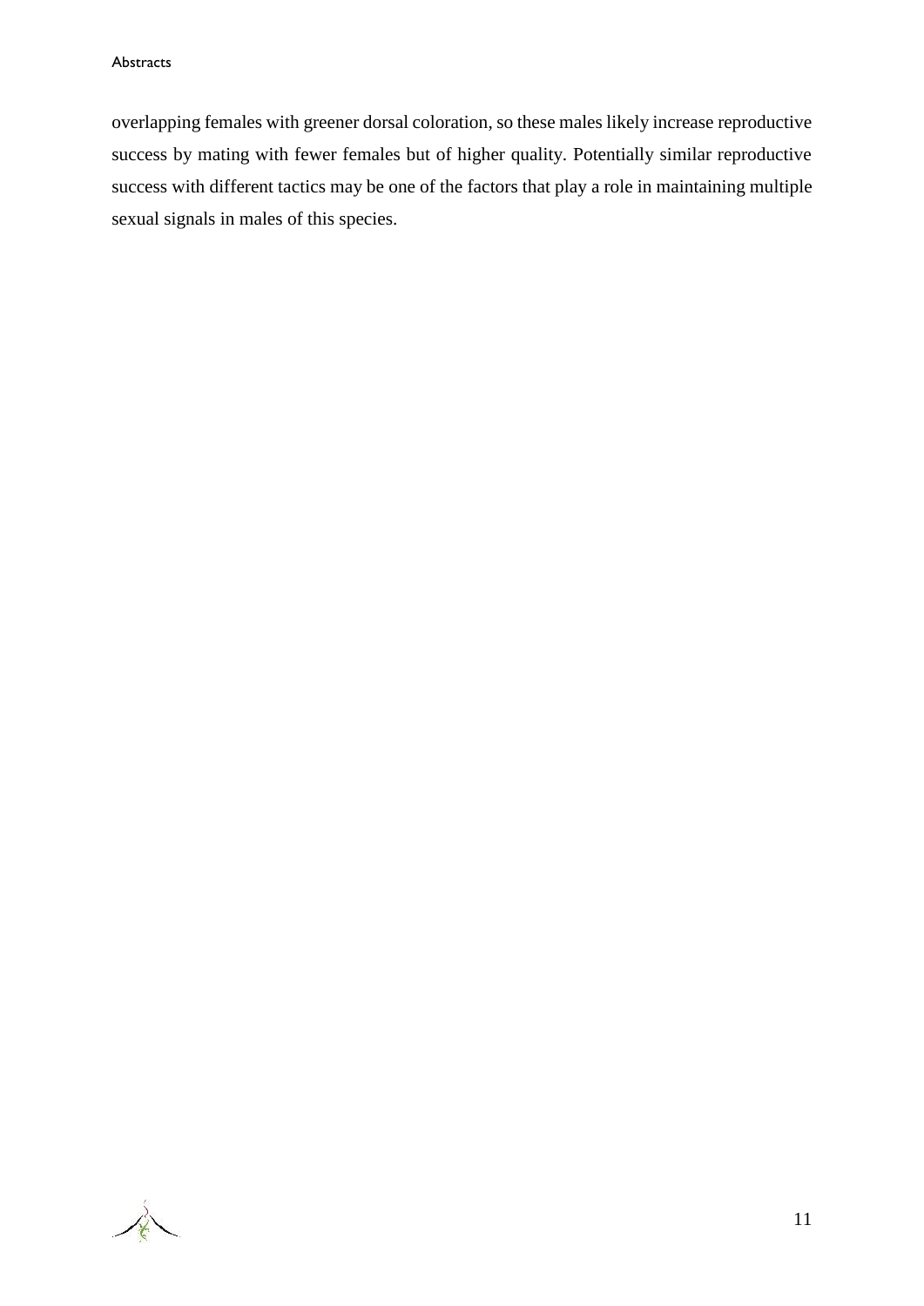overlapping females with greener dorsal coloration, so these males likely increase reproductive success by mating with fewer females but of higher quality. Potentially similar reproductive success with different tactics may be one of the factors that play a role in maintaining multiple sexual signals in males of this species.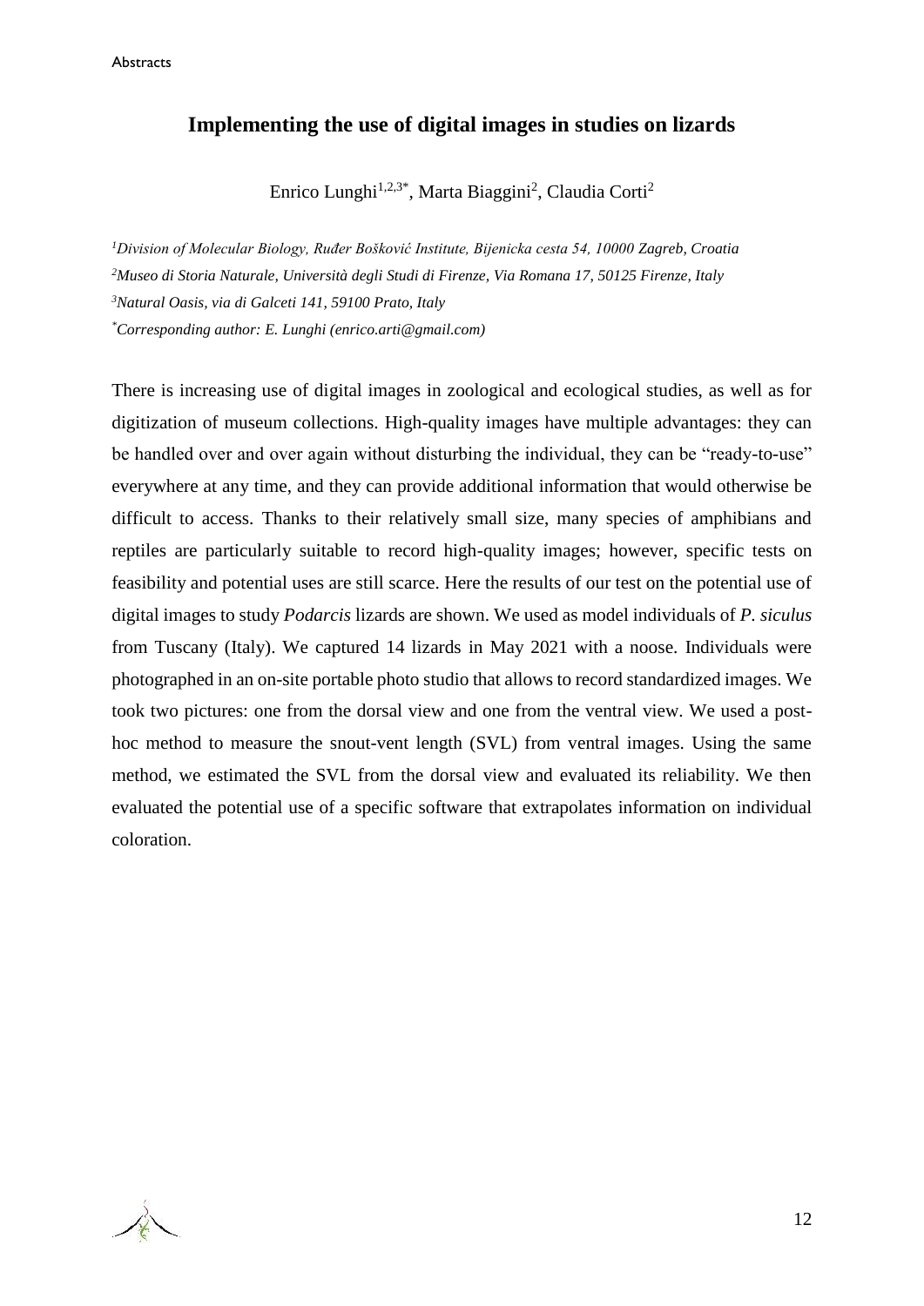# Implementing the use of digital images in studies on lizards

Enrico Lunghi[1,2,3*], Marta Biaggini[2], Claudia Corti[2]

[1]*Division of Molecular Biology, Ruđer Bošković Institute, Bijenicka cesta 54, 10000 Zagreb, Croatia*

[2]*Museo di Storia Naturale, Università degli Studi di Firenze, Via Romana 17, 50125 Firenze, Italy*

[3]*Natural Oasis, via di Galceti 141, 59100 Prato, Italy*

[*]*Corresponding author: E. Lunghi (enrico.arti@gmail.com)*

There is increasing use of digital images in zoological and ecological studies, as well as for digitization of museum collections. High-quality images have multiple advantages: they can be handled over and over again without disturbing the individual, they can be "ready-to-use" everywhere at any time, and they can provide additional information that would otherwise be difficult to access. Thanks to their relatively small size, many species of amphibians and reptiles are particularly suitable to record high-quality images; however, specific tests on feasibility and potential uses are still scarce. Here the results of our test on the potential use of digital images to study *Podarcis* lizards are shown. We used as model individuals of *P. siculus* from Tuscany (Italy). We captured 14 lizards in May 2021 with a noose. Individuals were photographed in an on-site portable photo studio that allows to record standardized images. We took two pictures: one from the dorsal view and one from the ventral view. We used a post-hoc method to measure the snout-vent length (SVL) from ventral images. Using the same method, we estimated the SVL from the dorsal view and evaluated its reliability. We then evaluated the potential use of a specific software that extrapolates information on individual coloration.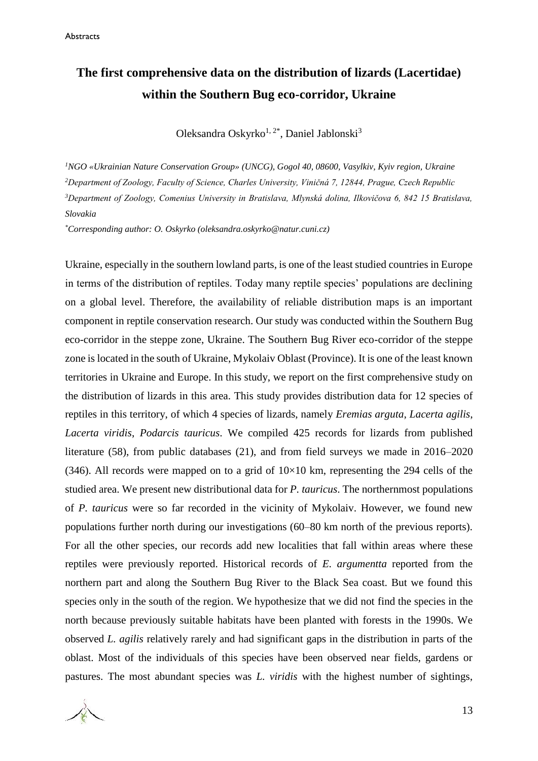# The first comprehensive data on the distribution of lizards (Lacertidae) within the Southern Bug eco-corridor, Ukraine

Oleksandra Oskyrko[1, 2*], Daniel Jablonski[3]

*[1]NGO «Ukrainian Nature Conservation Group» (UNCG), Gogol 40, 08600, Vasylkiv, Kyiv region, Ukraine*
*[2]Department of Zoology, Faculty of Science, Charles University, Viničná 7, 12844, Prague, Czech Republic*
*[3]Department of Zoology, Comenius University in Bratislava, Mlynská dolina, Ilkovičova 6, 842 15 Bratislava, Slovakia*

*[*]Corresponding author: O. Oskyrko (oleksandra.oskyrko@natur.cuni.cz)*

Ukraine, especially in the southern lowland parts, is one of the least studied countries in Europe in terms of the distribution of reptiles. Today many reptile species' populations are declining on a global level. Therefore, the availability of reliable distribution maps is an important component in reptile conservation research. Our study was conducted within the Southern Bug eco-corridor in the steppe zone, Ukraine. The Southern Bug River eco-corridor of the steppe zone is located in the south of Ukraine, Mykolaiv Oblast (Province). It is one of the least known territories in Ukraine and Europe. In this study, we report on the first comprehensive study on the distribution of lizards in this area. This study provides distribution data for 12 species of reptiles in this territory, of which 4 species of lizards, namely *Eremias arguta, Lacerta agilis*, *Lacerta viridis*, *Podarcis tauricus*. We compiled 425 records for lizards from published literature (58), from public databases (21), and from field surveys we made in 2016–2020 (346). All records were mapped on to a grid of 10×10 km, representing the 294 cells of the studied area. We present new distributional data for *P. tauricus*. The northernmost populations of *P. tauricus* were so far recorded in the vicinity of Mykolaiv. However, we found new populations further north during our investigations (60–80 km north of the previous reports). For all the other species, our records add new localities that fall within areas where these reptiles were previously reported. Historical records of *E. argumentta* reported from the northern part and along the Southern Bug River to the Black Sea coast. But we found this species only in the south of the region. We hypothesize that we did not find the species in the north because previously suitable habitats have been planted with forests in the 1990s. We observed *L. agilis* relatively rarely and had significant gaps in the distribution in parts of the oblast. Most of the individuals of this species have been observed near fields, gardens or pastures. The most abundant species was *L. viridis* with the highest number of sightings,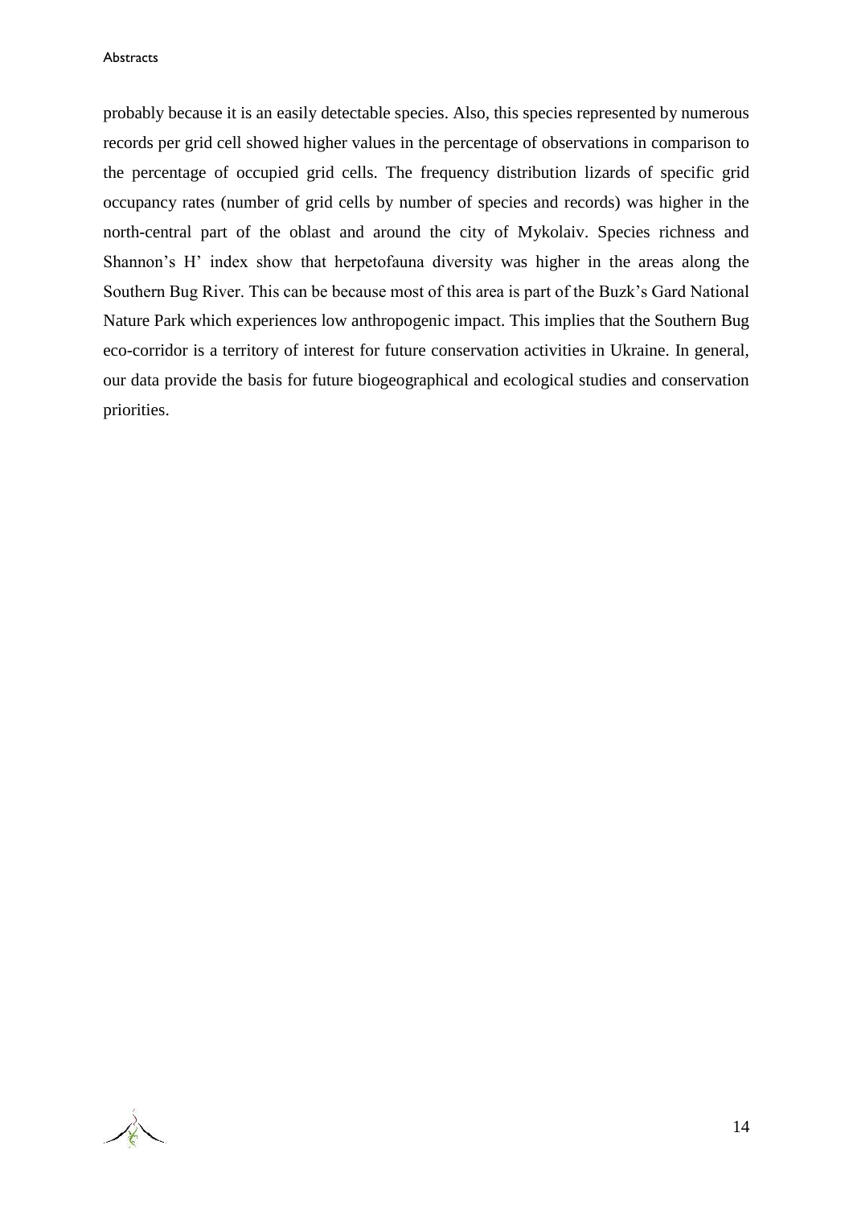probably because it is an easily detectable species. Also, this species represented by numerous records per grid cell showed higher values in the percentage of observations in comparison to the percentage of occupied grid cells. The frequency distribution lizards of specific grid occupancy rates (number of grid cells by number of species and records) was higher in the north-central part of the oblast and around the city of Mykolaiv. Species richness and Shannon's H' index show that herpetofauna diversity was higher in the areas along the Southern Bug River. This can be because most of this area is part of the Buzk's Gard National Nature Park which experiences low anthropogenic impact. This implies that the Southern Bug eco-corridor is a territory of interest for future conservation activities in Ukraine. In general, our data provide the basis for future biogeographical and ecological studies and conservation priorities.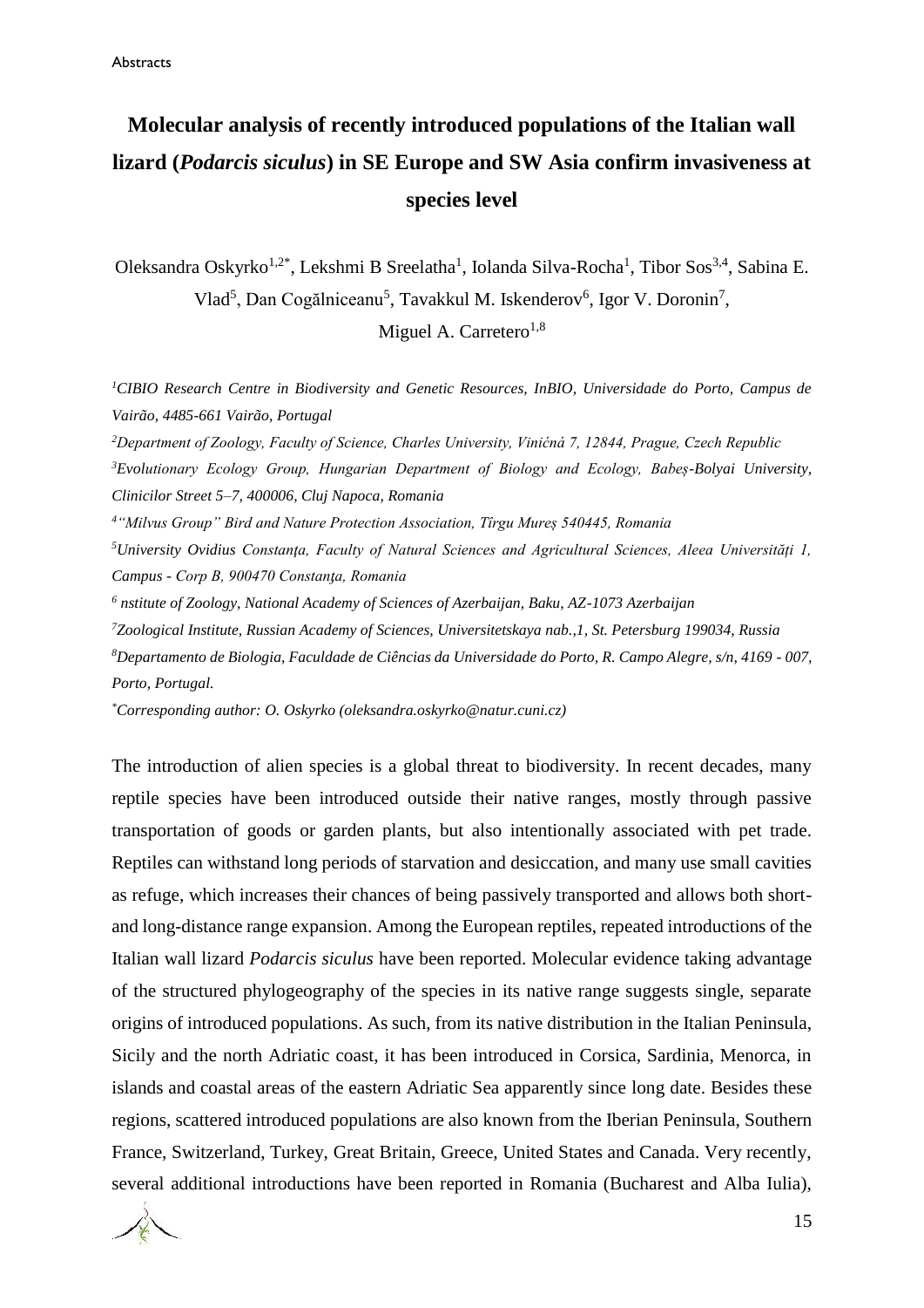# Molecular analysis of recently introduced populations of the Italian wall lizard (*Podarcis siculus*) in SE Europe and SW Asia confirm invasiveness at species level

Oleksandra Oskyrko[1,2*], Lekshmi B Sreelatha[1], Iolanda Silva-Rocha[1], Tibor Sos[3,4], Sabina E. Vlad[5], Dan Cogălniceanu[5], Tavakkul M. Iskenderov[6], Igor V. Doronin[7], Miguel A. Carretero[1,8]

*[1]CIBIO Research Centre in Biodiversity and Genetic Resources, InBIO, Universidade do Porto, Campus de Vairão, 4485-661 Vairão, Portugal*

*[2]Department of Zoology, Faculty of Science, Charles University, Viničná 7, 12844, Prague, Czech Republic*

*[3]Evolutionary Ecology Group, Hungarian Department of Biology and Ecology, Babeș-Bolyai University, Clinicilor Street 5–7, 400006, Cluj Napoca, Romania*

*[4]"Milvus Group" Bird and Nature Protection Association, Tîrgu Mureș 540445, Romania*

*[5]University Ovidius Constanța, Faculty of Natural Sciences and Agricultural Sciences, Aleea Universității 1, Campus - Corp B, 900470 Constanța, Romania*

*[6] nstitute of Zoology, National Academy of Sciences of Azerbaijan, Baku, AZ-1073 Azerbaijan*

*[7]Zoological Institute, Russian Academy of Sciences, Universitetskaya nab.,1, St. Petersburg 199034, Russia*

*[8]Departamento de Biologia, Faculdade de Ciências da Universidade do Porto, R. Campo Alegre, s/n, 4169 - 007, Porto, Portugal.*

*[*]Corresponding author: O. Oskyrko (oleksandra.oskyrko@natur.cuni.cz)*

The introduction of alien species is a global threat to biodiversity. In recent decades, many reptile species have been introduced outside their native ranges, mostly through passive transportation of goods or garden plants, but also intentionally associated with pet trade. Reptiles can withstand long periods of starvation and desiccation, and many use small cavities as refuge, which increases their chances of being passively transported and allows both short- and long-distance range expansion. Among the European reptiles, repeated introductions of the Italian wall lizard *Podarcis siculus* have been reported. Molecular evidence taking advantage of the structured phylogeography of the species in its native range suggests single, separate origins of introduced populations. As such, from its native distribution in the Italian Peninsula, Sicily and the north Adriatic coast, it has been introduced in Corsica, Sardinia, Menorca, in islands and coastal areas of the eastern Adriatic Sea apparently since long date. Besides these regions, scattered introduced populations are also known from the Iberian Peninsula, Southern France, Switzerland, Turkey, Great Britain, Greece, United States and Canada. Very recently, several additional introductions have been reported in Romania (Bucharest and Alba Iulia),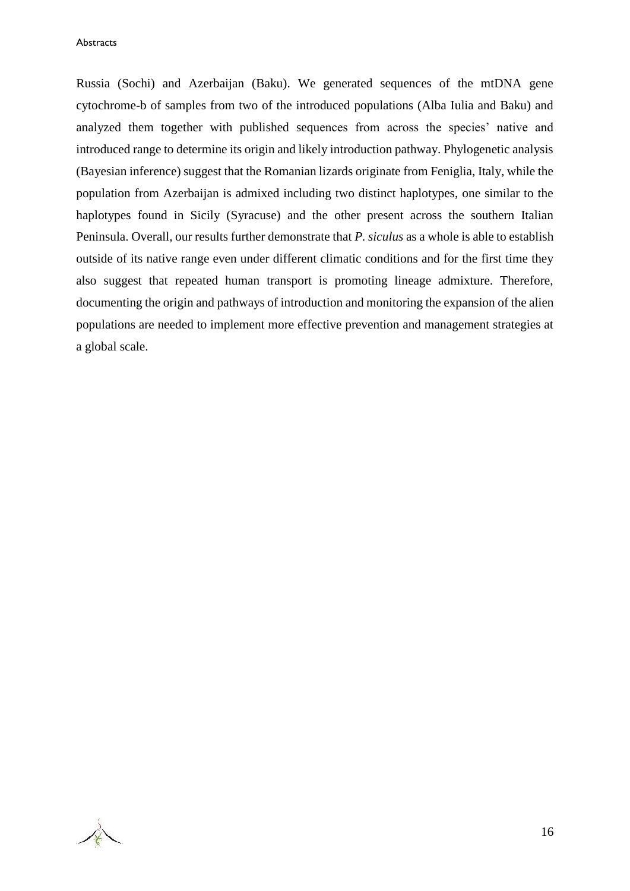Russia (Sochi) and Azerbaijan (Baku). We generated sequences of the mtDNA gene cytochrome-b of samples from two of the introduced populations (Alba Iulia and Baku) and analyzed them together with published sequences from across the species' native and introduced range to determine its origin and likely introduction pathway. Phylogenetic analysis (Bayesian inference) suggest that the Romanian lizards originate from Feniglia, Italy, while the population from Azerbaijan is admixed including two distinct haplotypes, one similar to the haplotypes found in Sicily (Syracuse) and the other present across the southern Italian Peninsula. Overall, our results further demonstrate that *P. siculus* as a whole is able to establish outside of its native range even under different climatic conditions and for the first time they also suggest that repeated human transport is promoting lineage admixture. Therefore, documenting the origin and pathways of introduction and monitoring the expansion of the alien populations are needed to implement more effective prevention and management strategies at a global scale.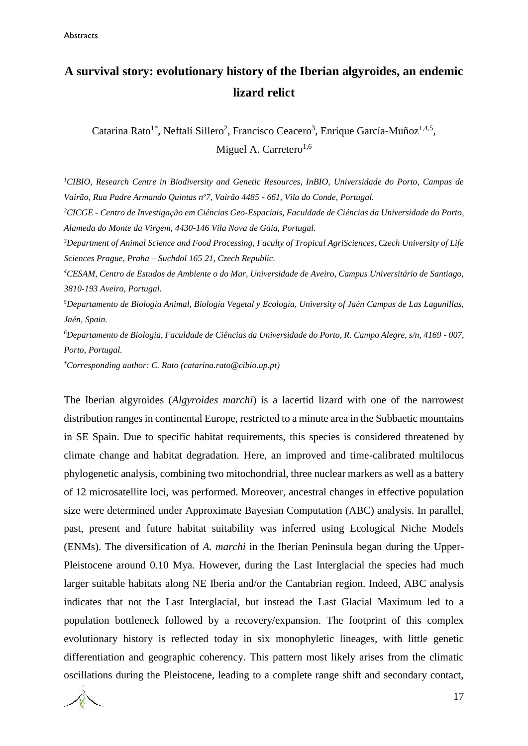# A survival story: evolutionary history of the Iberian algyroides, an endemic lizard relict

Catarina Rato[1*], Neftalí Sillero[2], Francisco Ceacero[3], Enrique García-Muñoz[1,4,5], Miguel A. Carretero[1,6]

*[1]CIBIO, Research Centre in Biodiversity and Genetic Resources, InBIO, Universidade do Porto, Campus de Vairão, Rua Padre Armando Quintas nº7, Vairão 4485 - 661, Vila do Conde, Portugal.*

*[2]CICGE - Centro de Investigação em Ciências Geo-Espaciais, Faculdade de Ciências da Universidade do Porto, Alameda do Monte da Virgem, 4430-146 Vila Nova de Gaia, Portugal.*

*[3]Department of Animal Science and Food Processing, Faculty of Tropical AgriSciences, Czech University of Life Sciences Prague, Praha – Suchdol 165 21, Czech Republic.*

*[4]CESAM, Centro de Estudos de Ambiente o do Mar, Universidade de Aveiro, Campus Universitário de Santiago, 3810-193 Aveiro, Portugal.*

*[5]Departamento de Biología Animal, Biología Vegetal y Ecología, University of Jaén Campus de Las Lagunillas, Jaén, Spain.*

*[6]Departamento de Biologia, Faculdade de Ciências da Universidade do Porto, R. Campo Alegre, s/n, 4169 - 007, Porto, Portugal.*

*[*]Corresponding author: C. Rato (catarina.rato@cibio.up.pt)*

The Iberian algyroides (*Algyroides marchi*) is a lacertid lizard with one of the narrowest distribution ranges in continental Europe, restricted to a minute area in the Subbaetic mountains in SE Spain. Due to specific habitat requirements, this species is considered threatened by climate change and habitat degradation. Here, an improved and time-calibrated multilocus phylogenetic analysis, combining two mitochondrial, three nuclear markers as well as a battery of 12 microsatellite loci, was performed. Moreover, ancestral changes in effective population size were determined under Approximate Bayesian Computation (ABC) analysis. In parallel, past, present and future habitat suitability was inferred using Ecological Niche Models (ENMs). The diversification of *A. marchi* in the Iberian Peninsula began during the Upper-Pleistocene around 0.10 Mya. However, during the Last Interglacial the species had much larger suitable habitats along NE Iberia and/or the Cantabrian region. Indeed, ABC analysis indicates that not the Last Interglacial, but instead the Last Glacial Maximum led to a population bottleneck followed by a recovery/expansion. The footprint of this complex evolutionary history is reflected today in six monophyletic lineages, with little genetic differentiation and geographic coherency. This pattern most likely arises from the climatic oscillations during the Pleistocene, leading to a complete range shift and secondary contact,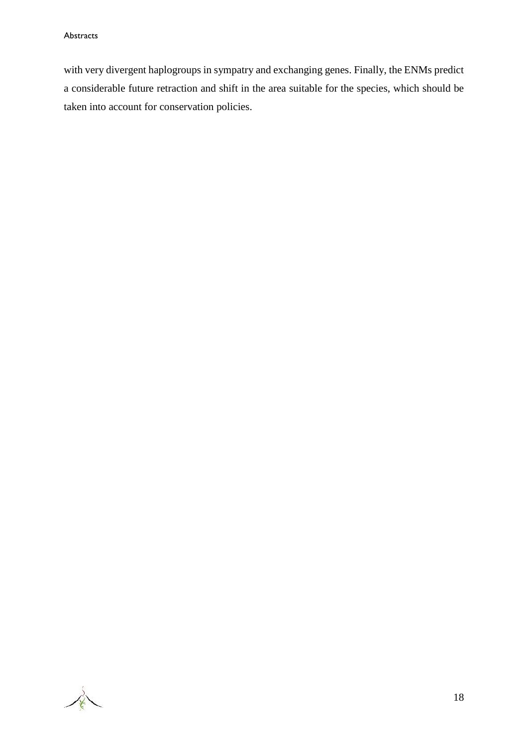with very divergent haplogroups in sympatry and exchanging genes. Finally, the ENMs predict a considerable future retraction and shift in the area suitable for the species, which should be taken into account for conservation policies.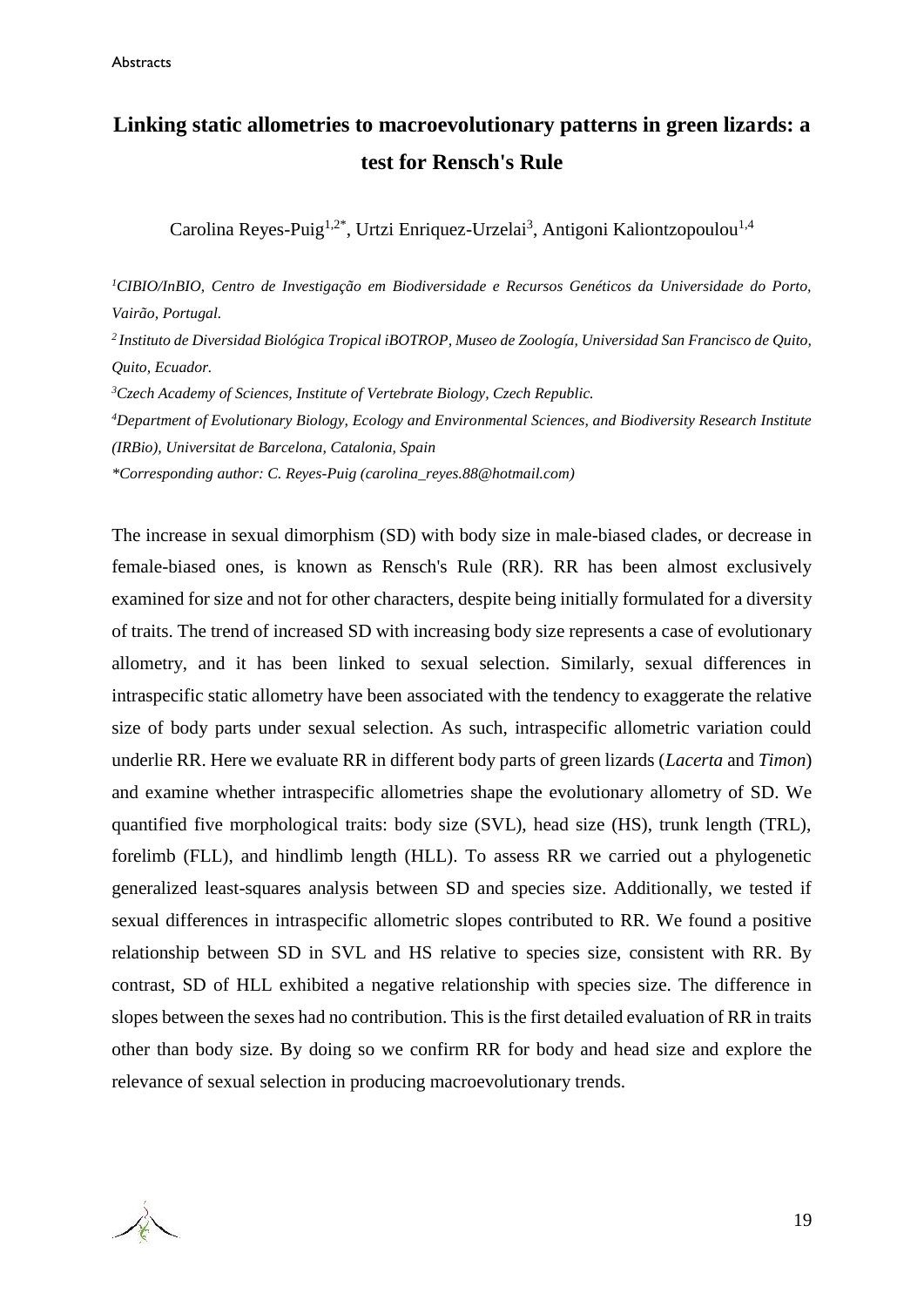# Linking static allometries to macroevolutionary patterns in green lizards: a test for Rensch's Rule

Carolina Reyes-Puig[1,2*], Urtzi Enriquez-Urzelai[3], Antigoni Kaliontzopoulou[1,4]

*[1]CIBIO/InBIO, Centro de Investigação em Biodiversidade e Recursos Genéticos da Universidade do Porto, Vairão, Portugal.*

*[2] Instituto de Diversidad Biológica Tropical iBOTROP, Museo de Zoología, Universidad San Francisco de Quito, Quito, Ecuador.*

*[3]Czech Academy of Sciences, Institute of Vertebrate Biology, Czech Republic.*

*[4]Department of Evolutionary Biology, Ecology and Environmental Sciences, and Biodiversity Research Institute (IRBio), Universitat de Barcelona, Catalonia, Spain*

*\*Corresponding author: C. Reyes-Puig (carolina_reyes.88@hotmail.com)*

The increase in sexual dimorphism (SD) with body size in male-biased clades, or decrease in female-biased ones, is known as Rensch's Rule (RR). RR has been almost exclusively examined for size and not for other characters, despite being initially formulated for a diversity of traits. The trend of increased SD with increasing body size represents a case of evolutionary allometry, and it has been linked to sexual selection. Similarly, sexual differences in intraspecific static allometry have been associated with the tendency to exaggerate the relative size of body parts under sexual selection. As such, intraspecific allometric variation could underlie RR. Here we evaluate RR in different body parts of green lizards (*Lacerta* and *Timon*) and examine whether intraspecific allometries shape the evolutionary allometry of SD. We quantified five morphological traits: body size (SVL), head size (HS), trunk length (TRL), forelimb (FLL), and hindlimb length (HLL). To assess RR we carried out a phylogenetic generalized least-squares analysis between SD and species size. Additionally, we tested if sexual differences in intraspecific allometric slopes contributed to RR. We found a positive relationship between SD in SVL and HS relative to species size, consistent with RR. By contrast, SD of HLL exhibited a negative relationship with species size. The difference in slopes between the sexes had no contribution. This is the first detailed evaluation of RR in traits other than body size. By doing so we confirm RR for body and head size and explore the relevance of sexual selection in producing macroevolutionary trends.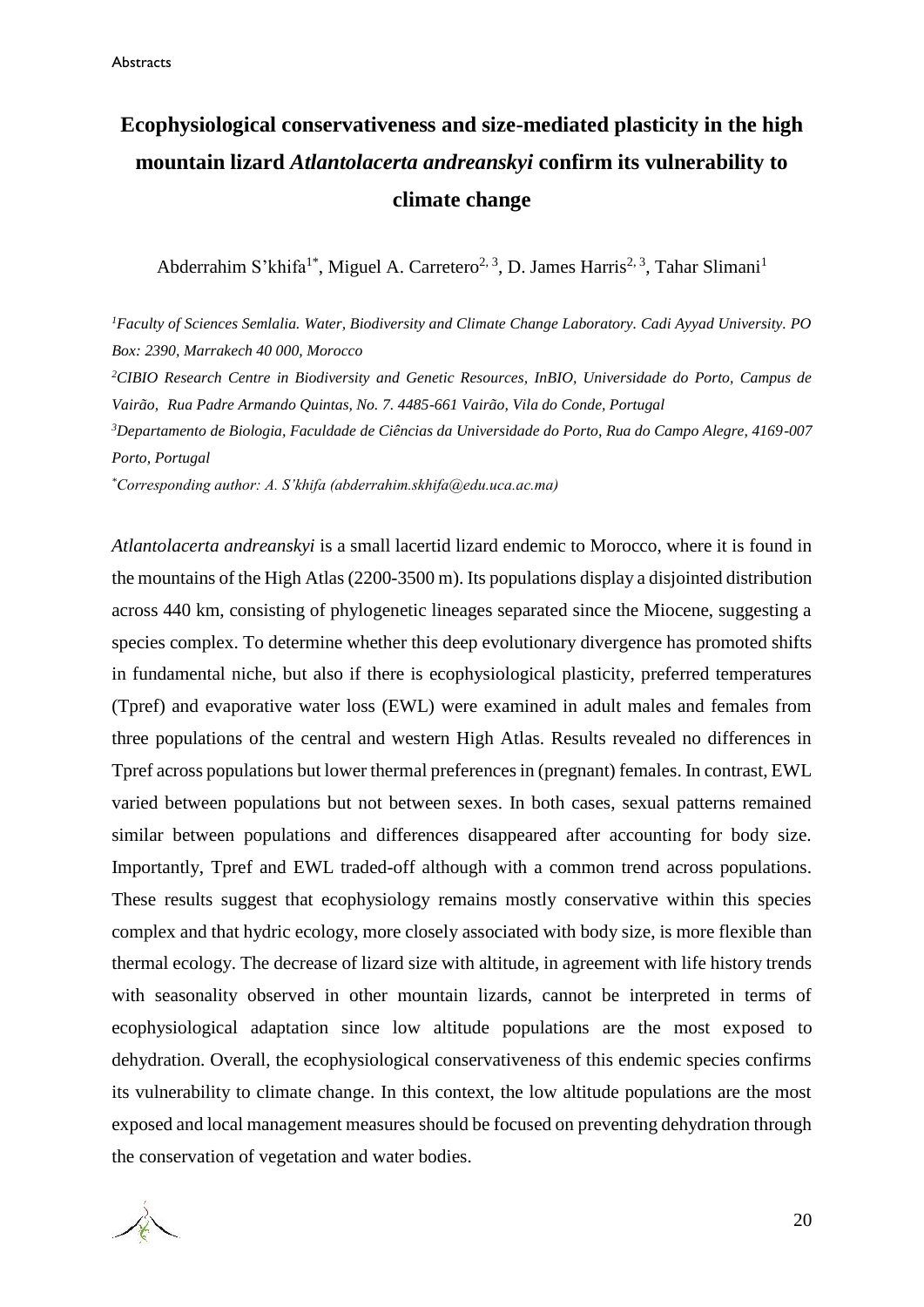# Ecophysiological conservativeness and size-mediated plasticity in the high mountain lizard *Atlantolacerta andreanskyi* confirm its vulnerability to climate change

Abderrahim S'khifa[1*], Miguel A. Carretero[2, 3], D. James Harris[2, 3], Tahar Slimani[1]

*[1]Faculty of Sciences Semlalia. Water, Biodiversity and Climate Change Laboratory. Cadi Ayyad University. PO Box: 2390, Marrakech 40 000, Morocco*

*[2]CIBIO Research Centre in Biodiversity and Genetic Resources, InBIO, Universidade do Porto, Campus de Vairão, Rua Padre Armando Quintas, No. 7. 4485-661 Vairão, Vila do Conde, Portugal*

*[3]Departamento de Biologia, Faculdade de Ciências da Universidade do Porto, Rua do Campo Alegre, 4169-007 Porto, Portugal*

*[*]Corresponding author: A. S'khifa (abderrahim.skhifa@edu.uca.ac.ma)*

*Atlantolacerta andreanskyi* is a small lacertid lizard endemic to Morocco, where it is found in the mountains of the High Atlas (2200-3500 m). Its populations display a disjointed distribution across 440 km, consisting of phylogenetic lineages separated since the Miocene, suggesting a species complex. To determine whether this deep evolutionary divergence has promoted shifts in fundamental niche, but also if there is ecophysiological plasticity, preferred temperatures (Tpref) and evaporative water loss (EWL) were examined in adult males and females from three populations of the central and western High Atlas. Results revealed no differences in Tpref across populations but lower thermal preferences in (pregnant) females. In contrast, EWL varied between populations but not between sexes. In both cases, sexual patterns remained similar between populations and differences disappeared after accounting for body size. Importantly, Tpref and EWL traded-off although with a common trend across populations. These results suggest that ecophysiology remains mostly conservative within this species complex and that hydric ecology, more closely associated with body size, is more flexible than thermal ecology. The decrease of lizard size with altitude, in agreement with life history trends with seasonality observed in other mountain lizards, cannot be interpreted in terms of ecophysiological adaptation since low altitude populations are the most exposed to dehydration. Overall, the ecophysiological conservativeness of this endemic species confirms its vulnerability to climate change. In this context, the low altitude populations are the most exposed and local management measures should be focused on preventing dehydration through the conservation of vegetation and water bodies.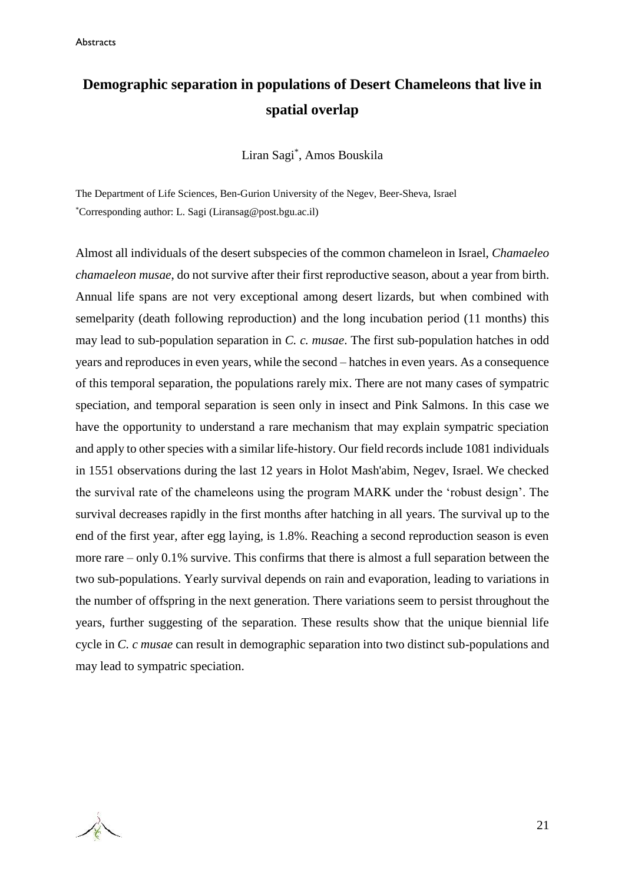# Demographic separation in populations of Desert Chameleons that live in spatial overlap

Liran Sagi*, Amos Bouskila

The Department of Life Sciences, Ben-Gurion University of the Negev, Beer-Sheva, Israel
*Corresponding author: L. Sagi (Liransag@post.bgu.ac.il)

Almost all individuals of the desert subspecies of the common chameleon in Israel, *Chamaeleo chamaeleon musae*, do not survive after their first reproductive season, about a year from birth. Annual life spans are not very exceptional among desert lizards, but when combined with semelparity (death following reproduction) and the long incubation period (11 months) this may lead to sub-population separation in *C. c. musae*. The first sub-population hatches in odd years and reproduces in even years, while the second – hatches in even years. As a consequence of this temporal separation, the populations rarely mix. There are not many cases of sympatric speciation, and temporal separation is seen only in insect and Pink Salmons. In this case we have the opportunity to understand a rare mechanism that may explain sympatric speciation and apply to other species with a similar life-history. Our field records include 1081 individuals in 1551 observations during the last 12 years in Holot Mash'abim, Negev, Israel. We checked the survival rate of the chameleons using the program MARK under the 'robust design'. The survival decreases rapidly in the first months after hatching in all years. The survival up to the end of the first year, after egg laying, is 1.8%. Reaching a second reproduction season is even more rare – only 0.1% survive. This confirms that there is almost a full separation between the two sub-populations. Yearly survival depends on rain and evaporation, leading to variations in the number of offspring in the next generation. There variations seem to persist throughout the years, further suggesting of the separation. These results show that the unique biennial life cycle in *C. c musae* can result in demographic separation into two distinct sub-populations and may lead to sympatric speciation.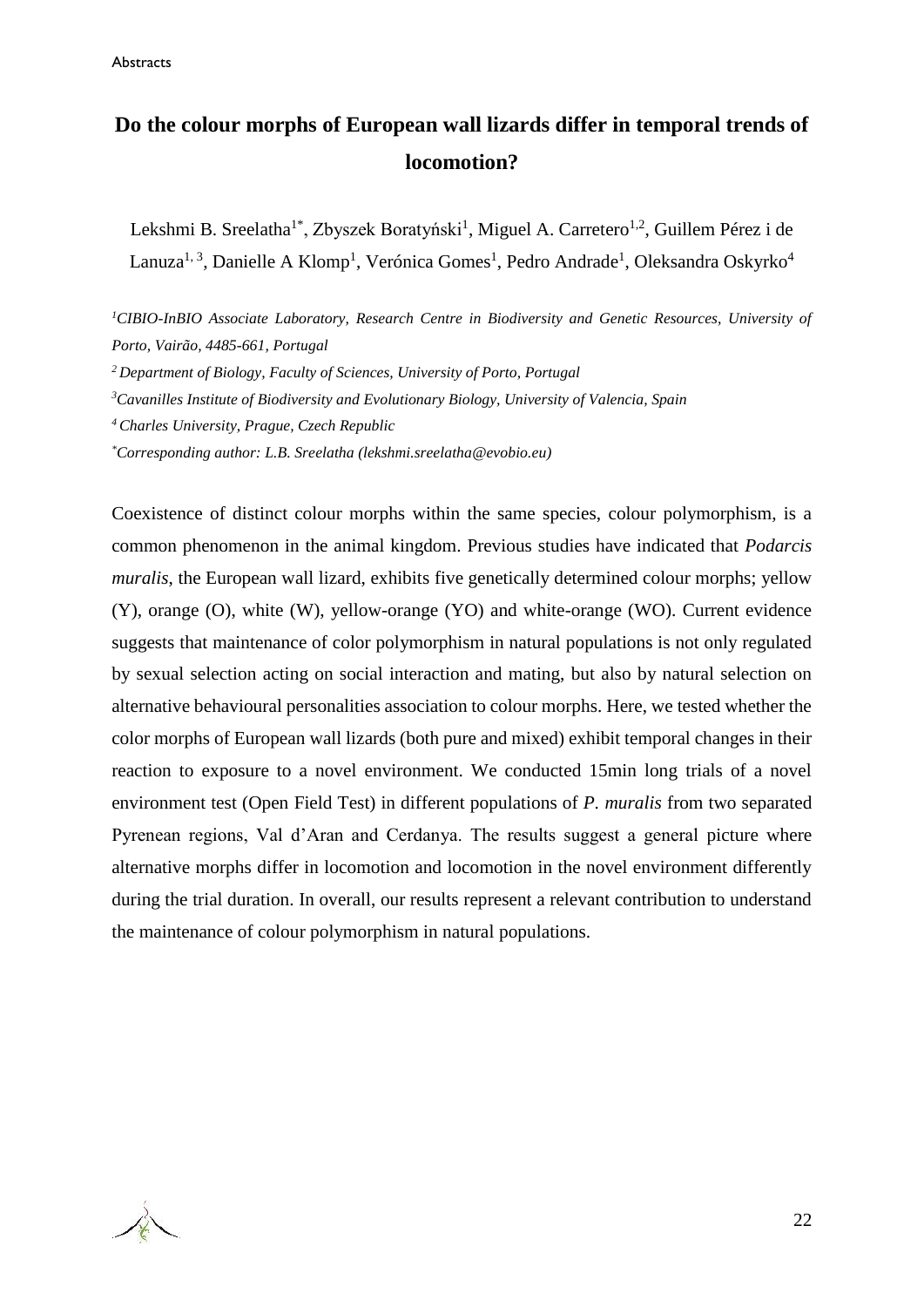# Do the colour morphs of European wall lizards differ in temporal trends of locomotion?

Lekshmi B. Sreelatha[1*], Zbyszek Boratyński[1], Miguel A. Carretero[1,2], Guillem Pérez i de Lanuza[1, 3], Danielle A Klomp[1], Verónica Gomes[1], Pedro Andrade[1], Oleksandra Oskyrko[4]

*[1]CIBIO-InBIO Associate Laboratory, Research Centre in Biodiversity and Genetic Resources, University of Porto, Vairão, 4485-661, Portugal*

*[2] Department of Biology, Faculty of Sciences, University of Porto, Portugal*

*[3]Cavanilles Institute of Biodiversity and Evolutionary Biology, University of Valencia, Spain*

*[4] Charles University, Prague, Czech Republic*

*[*]Corresponding author: L.B. Sreelatha (lekshmi.sreelatha@evobio.eu)*

Coexistence of distinct colour morphs within the same species, colour polymorphism, is a common phenomenon in the animal kingdom. Previous studies have indicated that *Podarcis muralis*, the European wall lizard, exhibits five genetically determined colour morphs; yellow (Y), orange (O), white (W), yellow-orange (YO) and white-orange (WO). Current evidence suggests that maintenance of color polymorphism in natural populations is not only regulated by sexual selection acting on social interaction and mating, but also by natural selection on alternative behavioural personalities association to colour morphs. Here, we tested whether the color morphs of European wall lizards (both pure and mixed) exhibit temporal changes in their reaction to exposure to a novel environment. We conducted 15min long trials of a novel environment test (Open Field Test) in different populations of *P. muralis* from two separated Pyrenean regions, Val d'Aran and Cerdanya. The results suggest a general picture where alternative morphs differ in locomotion and locomotion in the novel environment differently during the trial duration. In overall, our results represent a relevant contribution to understand the maintenance of colour polymorphism in natural populations.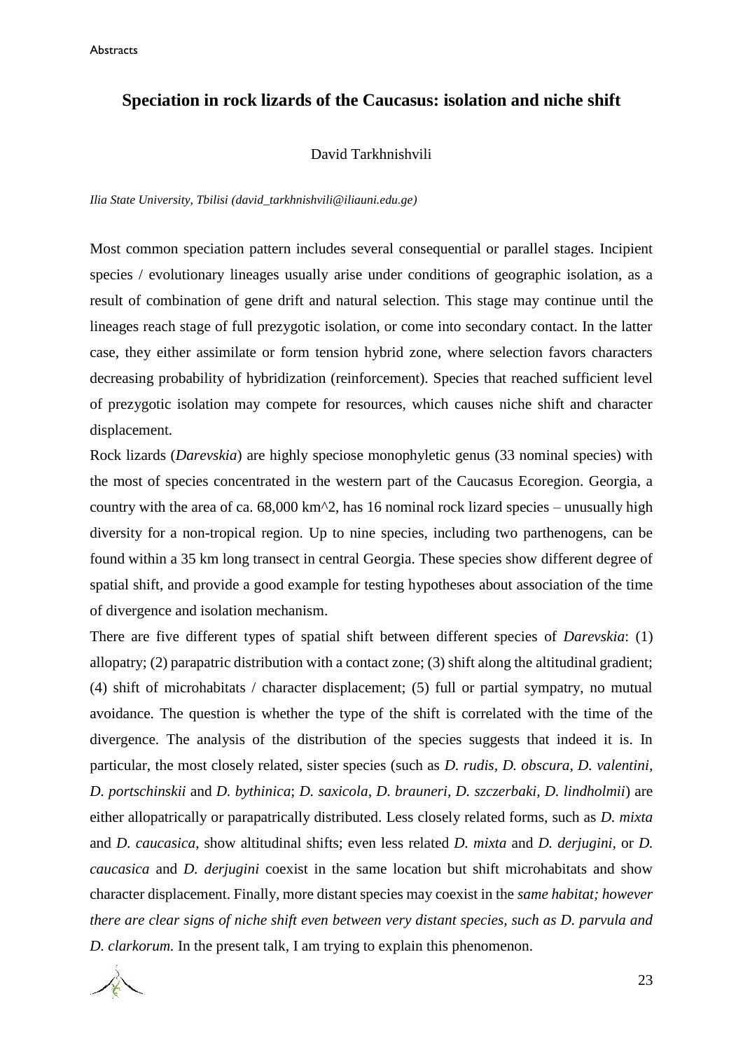# Speciation in rock lizards of the Caucasus: isolation and niche shift

David Tarkhnishvili

*Ilia State University, Tbilisi (david_tarkhnishvili@iliauni.edu.ge)*

Most common speciation pattern includes several consequential or parallel stages. Incipient species / evolutionary lineages usually arise under conditions of geographic isolation, as a result of combination of gene drift and natural selection. This stage may continue until the lineages reach stage of full prezygotic isolation, or come into secondary contact. In the latter case, they either assimilate or form tension hybrid zone, where selection favors characters decreasing probability of hybridization (reinforcement). Species that reached sufficient level of prezygotic isolation may compete for resources, which causes niche shift and character displacement.

Rock lizards (*Darevskia*) are highly speciose monophyletic genus (33 nominal species) with the most of species concentrated in the western part of the Caucasus Ecoregion. Georgia, a country with the area of ca. 68,000 km^2, has 16 nominal rock lizard species – unusually high diversity for a non-tropical region. Up to nine species, including two parthenogens, can be found within a 35 km long transect in central Georgia. These species show different degree of spatial shift, and provide a good example for testing hypotheses about association of the time of divergence and isolation mechanism.

There are five different types of spatial shift between different species of *Darevskia*: (1) allopatry; (2) parapatric distribution with a contact zone; (3) shift along the altitudinal gradient; (4) shift of microhabitats / character displacement; (5) full or partial sympatry, no mutual avoidance. The question is whether the type of the shift is correlated with the time of the divergence. The analysis of the distribution of the species suggests that indeed it is. In particular, the most closely related, sister species (such as *D. rudis, D. obscura, D. valentini, D. portschinskii* and *D. bythinica*; *D. saxicola, D. brauneri, D. szczerbaki, D. lindholmii*) are either allopatrically or parapatrically distributed. Less closely related forms, such as *D. mixta* and *D. caucasica*, show altitudinal shifts; even less related *D. mixta* and *D. derjugini*, or *D. caucasica* and *D. derjugini* coexist in the same location but shift microhabitats and show character displacement. Finally, more distant species may coexist in the *same habitat; however there are clear signs of niche shift even between very distant species, such as D. parvula and D. clarkorum.* In the present talk, I am trying to explain this phenomenon.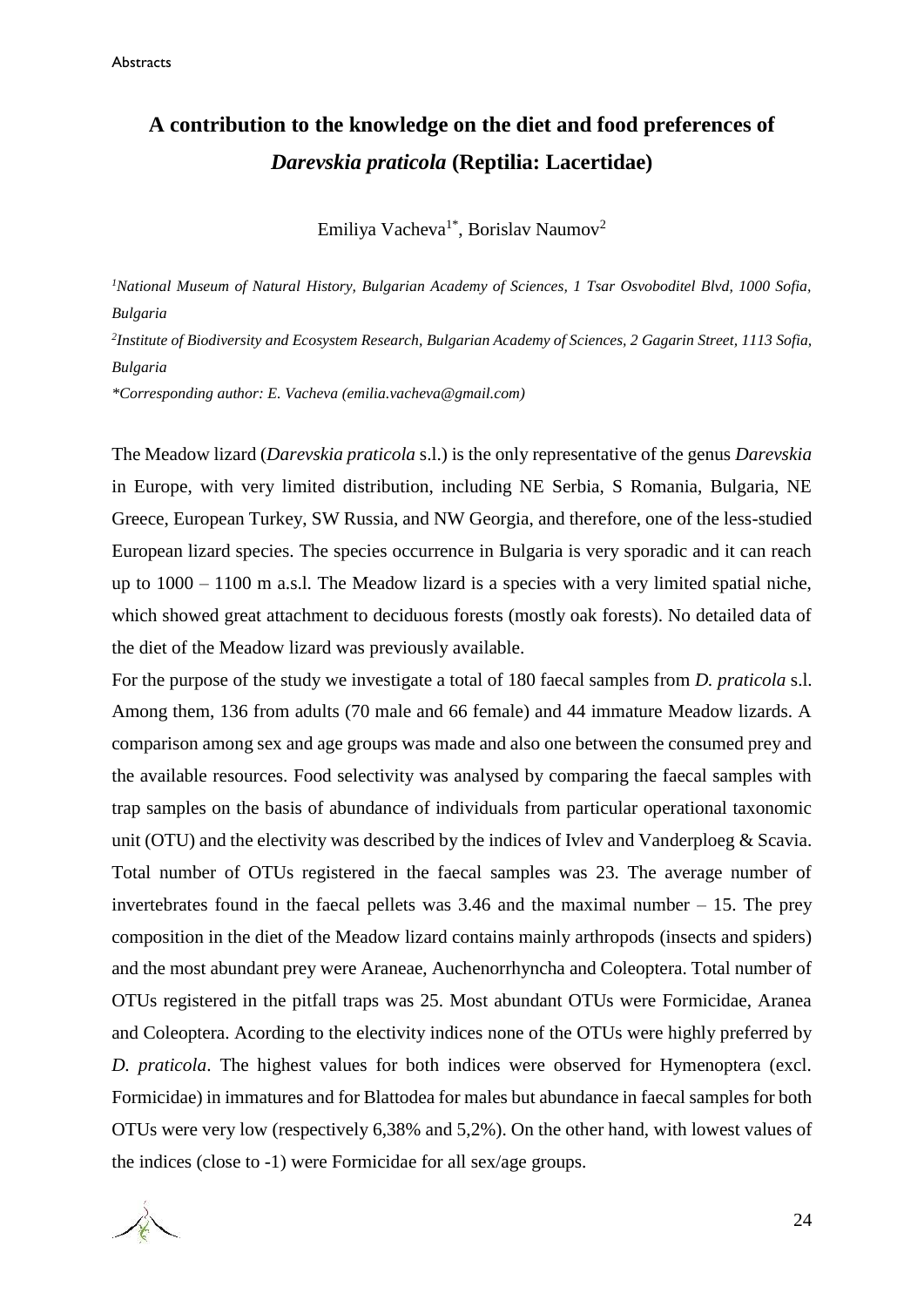# A contribution to the knowledge on the diet and food preferences of *Darevskia praticola* (Reptilia: Lacertidae)

Emiliya Vacheva[1*], Borislav Naumov[2]

*[1]National Museum of Natural History, Bulgarian Academy of Sciences, 1 Tsar Osvoboditel Blvd, 1000 Sofia, Bulgaria*

*[2]Institute of Biodiversity and Ecosystem Research, Bulgarian Academy of Sciences, 2 Gagarin Street, 1113 Sofia, Bulgaria*

*\*Corresponding author: E. Vacheva (emilia.vacheva@gmail.com)*

The Meadow lizard (*Darevskia praticola* s.l.) is the only representative of the genus *Darevskia* in Europe, with very limited distribution, including NE Serbia, S Romania, Bulgaria, NE Greece, European Turkey, SW Russia, and NW Georgia, and therefore, one of the less-studied European lizard species. The species occurrence in Bulgaria is very sporadic and it can reach up to 1000 – 1100 m a.s.l. The Meadow lizard is a species with a very limited spatial niche, which showed great attachment to deciduous forests (mostly oak forests). No detailed data of the diet of the Meadow lizard was previously available.

For the purpose of the study we investigate a total of 180 faecal samples from *D. praticola* s.l. Among them, 136 from adults (70 male and 66 female) and 44 immature Meadow lizards. A comparison among sex and age groups was made and also one between the consumed prey and the available resources. Food selectivity was analysed by comparing the faecal samples with trap samples on the basis of abundance of individuals from particular operational taxonomic unit (OTU) and the electivity was described by the indices of Ivlev and Vanderploeg & Scavia. Total number of OTUs registered in the faecal samples was 23. The average number of invertebrates found in the faecal pellets was 3.46 and the maximal number – 15. The prey composition in the diet of the Meadow lizard contains mainly arthropods (insects and spiders) and the most abundant prey were Araneae, Auchenorrhyncha and Coleoptera. Total number of OTUs registered in the pitfall traps was 25. Most abundant OTUs were Formicidae, Aranea and Coleoptera. Acording to the electivity indices none of the OTUs were highly preferred by *D. praticola*. The highest values for both indices were observed for Hymenoptera (excl. Formicidae) in immatures and for Blattodea for males but abundance in faecal samples for both OTUs were very low (respectively 6,38% and 5,2%). On the other hand, with lowest values of the indices (close to -1) were Formicidae for all sex/age groups.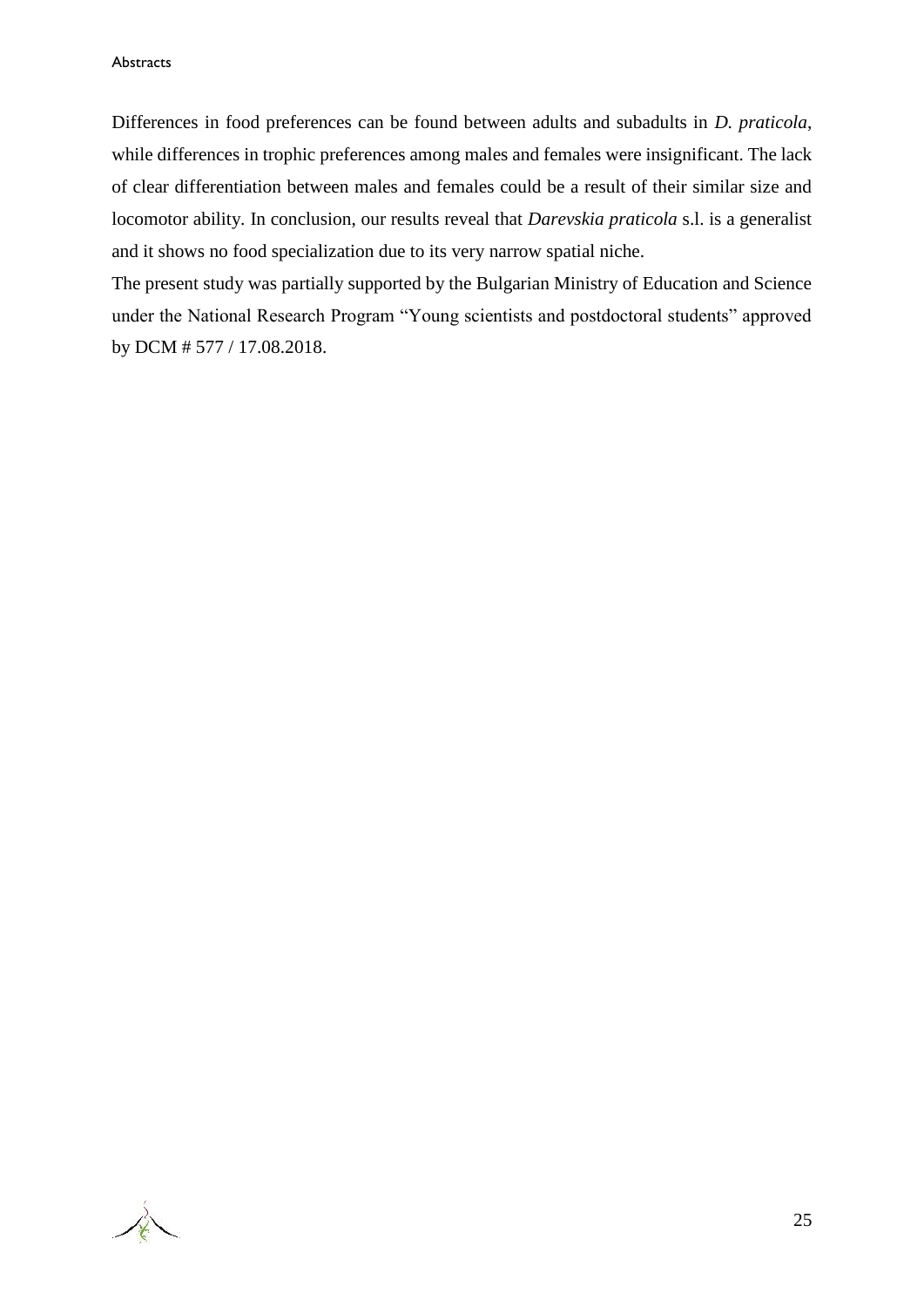Differences in food preferences can be found between adults and subadults in *D. praticola*, while differences in trophic preferences among males and females were insignificant. The lack of clear differentiation between males and females could be a result of their similar size and locomotor ability. In conclusion, our results reveal that *Darevskia praticola* s.l. is a generalist and it shows no food specialization due to its very narrow spatial niche.

The present study was partially supported by the Bulgarian Ministry of Education and Science under the National Research Program "Young scientists and postdoctoral students" approved by DCM # 577 / 17.08.2018.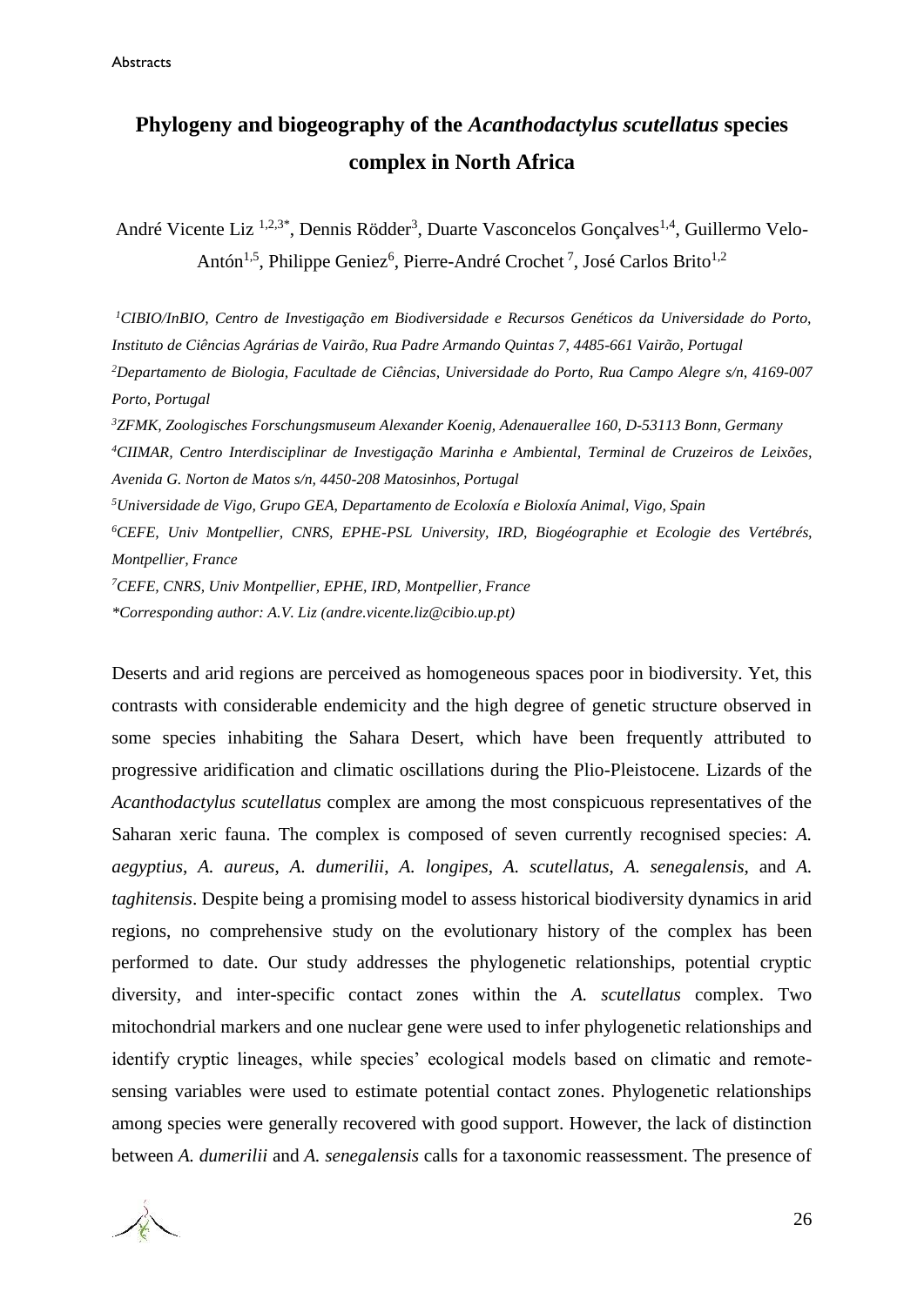# Phylogeny and biogeography of the *Acanthodactylus scutellatus* species complex in North Africa

André Vicente Liz [1,2,3*], Dennis Rödder[3], Duarte Vasconcelos Gonçalves[1,4], Guillermo Velo-Antón[1,5], Philippe Geniez[6], Pierre-André Crochet [7], José Carlos Brito[1,2]

*[1]CIBIO/InBIO, Centro de Investigação em Biodiversidade e Recursos Genéticos da Universidade do Porto, Instituto de Ciências Agrárias de Vairão, Rua Padre Armando Quintas 7, 4485-661 Vairão, Portugal*

*[2]Departamento de Biologia, Facultade de Ciências, Universidade do Porto, Rua Campo Alegre s/n, 4169-007 Porto, Portugal*

*[3]ZFMK, Zoologisches Forschungsmuseum Alexander Koenig, Adenauerallee 160, D-53113 Bonn, Germany*

*[4]CIIMAR, Centro Interdisciplinar de Investigação Marinha e Ambiental, Terminal de Cruzeiros de Leixões, Avenida G. Norton de Matos s/n, 4450-208 Matosinhos, Portugal*

*[5]Universidade de Vigo, Grupo GEA, Departamento de Ecoloxía e Bioloxía Animal, Vigo, Spain*

*[6]CEFE, Univ Montpellier, CNRS, EPHE-PSL University, IRD, Biogéographie et Ecologie des Vertébrés, Montpellier, France*

*[7]CEFE, CNRS, Univ Montpellier, EPHE, IRD, Montpellier, France*

*\*Corresponding author: A.V. Liz (andre.vicente.liz@cibio.up.pt)*

Deserts and arid regions are perceived as homogeneous spaces poor in biodiversity. Yet, this contrasts with considerable endemicity and the high degree of genetic structure observed in some species inhabiting the Sahara Desert, which have been frequently attributed to progressive aridification and climatic oscillations during the Plio-Pleistocene. Lizards of the *Acanthodactylus scutellatus* complex are among the most conspicuous representatives of the Saharan xeric fauna. The complex is composed of seven currently recognised species: *A. aegyptius*, *A. aureus*, *A. dumerilii*, *A. longipes*, *A. scutellatus*, *A. senegalensis*, and *A. taghitensis*. Despite being a promising model to assess historical biodiversity dynamics in arid regions, no comprehensive study on the evolutionary history of the complex has been performed to date. Our study addresses the phylogenetic relationships, potential cryptic diversity, and inter-specific contact zones within the *A. scutellatus* complex. Two mitochondrial markers and one nuclear gene were used to infer phylogenetic relationships and identify cryptic lineages, while species' ecological models based on climatic and remote-sensing variables were used to estimate potential contact zones. Phylogenetic relationships among species were generally recovered with good support. However, the lack of distinction between *A. dumerilii* and *A. senegalensis* calls for a taxonomic reassessment. The presence of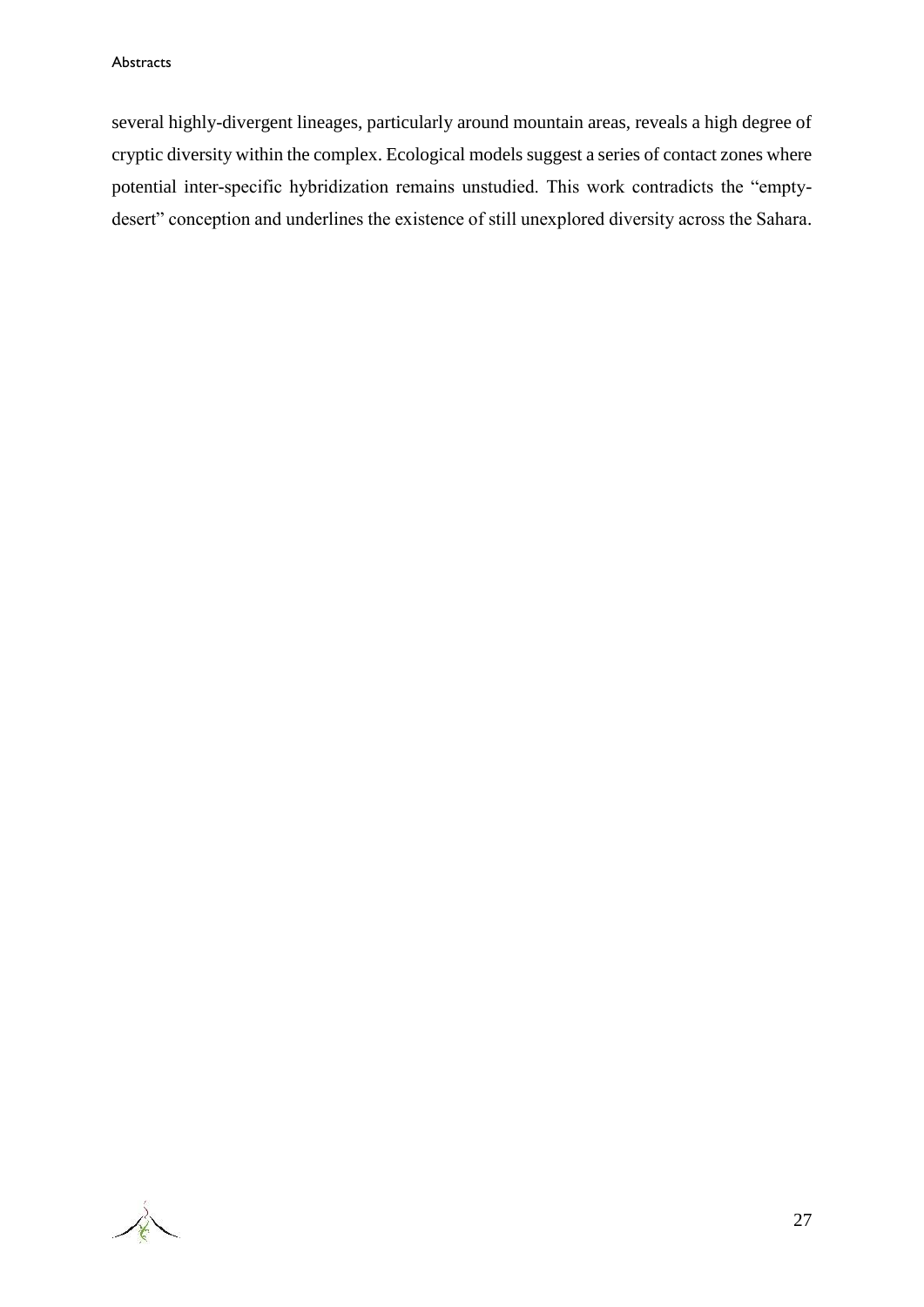several highly-divergent lineages, particularly around mountain areas, reveals a high degree of cryptic diversity within the complex. Ecological models suggest a series of contact zones where potential inter-specific hybridization remains unstudied. This work contradicts the "empty-desert" conception and underlines the existence of still unexplored diversity across the Sahara.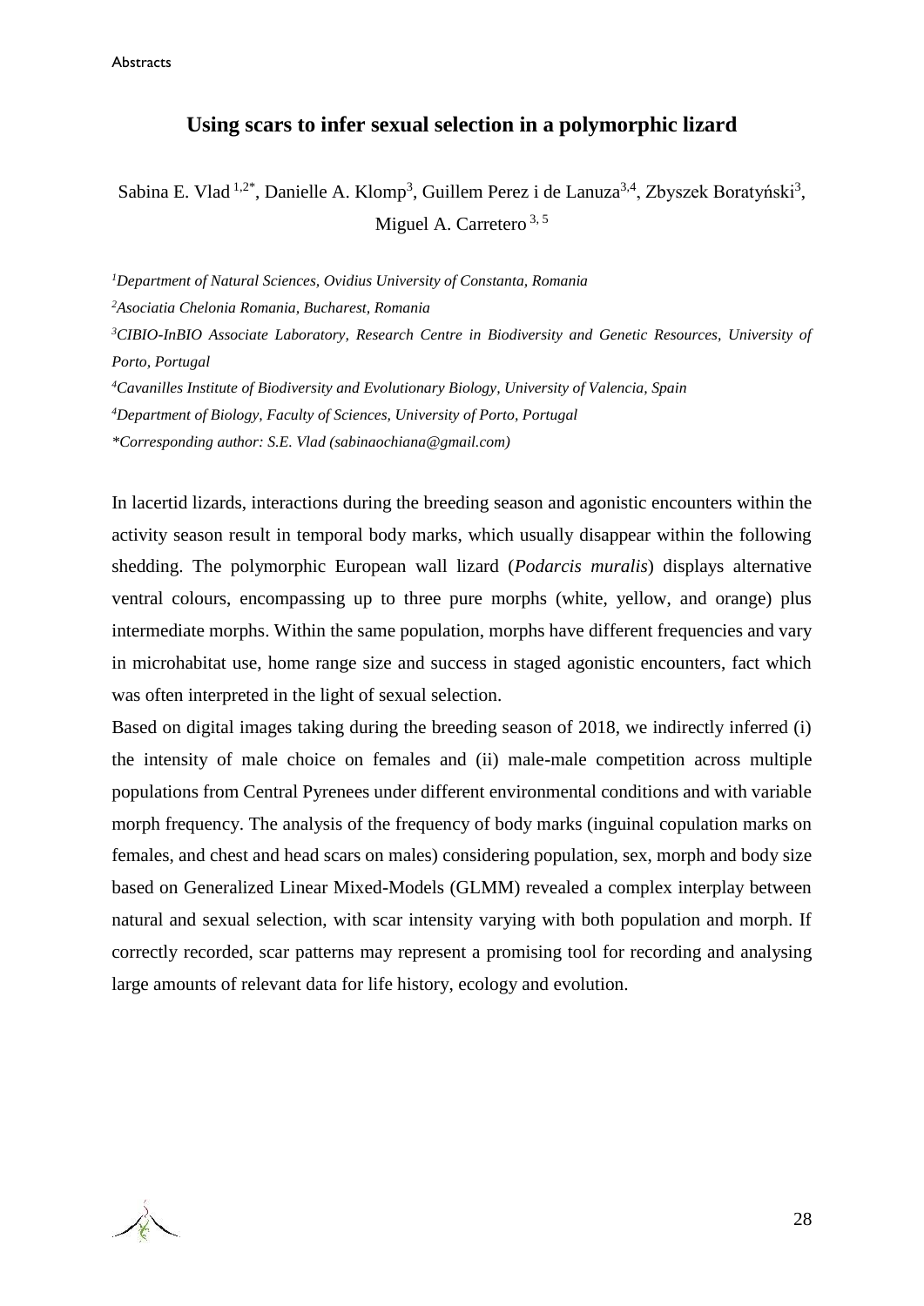## Using scars to infer sexual selection in a polymorphic lizard

Sabina E. Vlad [1,2*], Danielle A. Klomp[3], Guillem Perez i de Lanuza[3,4], Zbyszek Boratyński[3], Miguel A. Carretero [3, 5]

*[1]Department of Natural Sciences, Ovidius University of Constanta, Romania*

*[2]Asociatia Chelonia Romania, Bucharest, Romania*

*[3]CIBIO-InBIO Associate Laboratory, Research Centre in Biodiversity and Genetic Resources, University of Porto, Portugal*

*[4]Cavanilles Institute of Biodiversity and Evolutionary Biology, University of Valencia, Spain*

*[4]Department of Biology, Faculty of Sciences, University of Porto, Portugal*

*\*Corresponding author: S.E. Vlad (sabinaochiana@gmail.com)*

In lacertid lizards, interactions during the breeding season and agonistic encounters within the activity season result in temporal body marks, which usually disappear within the following shedding. The polymorphic European wall lizard (*Podarcis muralis*) displays alternative ventral colours, encompassing up to three pure morphs (white, yellow, and orange) plus intermediate morphs. Within the same population, morphs have different frequencies and vary in microhabitat use, home range size and success in staged agonistic encounters, fact which was often interpreted in the light of sexual selection.

Based on digital images taking during the breeding season of 2018, we indirectly inferred (i) the intensity of male choice on females and (ii) male-male competition across multiple populations from Central Pyrenees under different environmental conditions and with variable morph frequency. The analysis of the frequency of body marks (inguinal copulation marks on females, and chest and head scars on males) considering population, sex, morph and body size based on Generalized Linear Mixed-Models (GLMM) revealed a complex interplay between natural and sexual selection, with scar intensity varying with both population and morph. If correctly recorded, scar patterns may represent a promising tool for recording and analysing large amounts of relevant data for life history, ecology and evolution.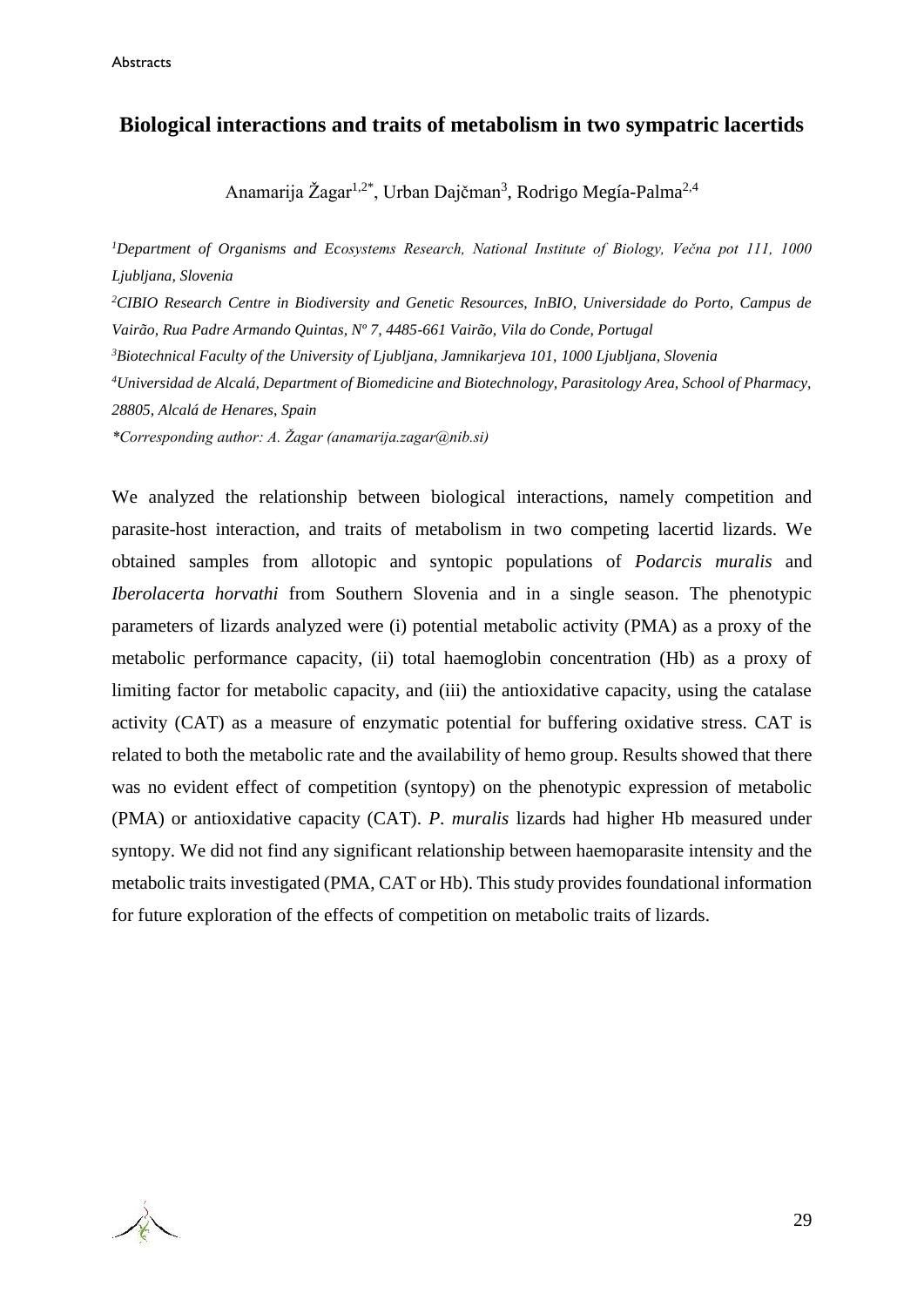## Biological interactions and traits of metabolism in two sympatric lacertids

Anamarija Žagar[1,2*], Urban Dajčman[3], Rodrigo Megía-Palma[2,4]

*[1]Department of Organisms and Ecosystems Research, National Institute of Biology, Večna pot 111, 1000 Ljubljana, Slovenia*

*[2]CIBIO Research Centre in Biodiversity and Genetic Resources, InBIO, Universidade do Porto, Campus de Vairão, Rua Padre Armando Quintas, Nº 7, 4485-661 Vairão, Vila do Conde, Portugal*

*[3]Biotechnical Faculty of the University of Ljubljana, Jamnikarjeva 101, 1000 Ljubljana, Slovenia*

*[4]Universidad de Alcalá, Department of Biomedicine and Biotechnology, Parasitology Area, School of Pharmacy, 28805, Alcalá de Henares, Spain*

*\*Corresponding author: A. Žagar (anamarija.zagar@nib.si)*

We analyzed the relationship between biological interactions, namely competition and parasite-host interaction, and traits of metabolism in two competing lacertid lizards. We obtained samples from allotopic and syntopic populations of *Podarcis muralis* and *Iberolacerta horvathi* from Southern Slovenia and in a single season. The phenotypic parameters of lizards analyzed were (i) potential metabolic activity (PMA) as a proxy of the metabolic performance capacity, (ii) total haemoglobin concentration (Hb) as a proxy of limiting factor for metabolic capacity, and (iii) the antioxidative capacity, using the catalase activity (CAT) as a measure of enzymatic potential for buffering oxidative stress. CAT is related to both the metabolic rate and the availability of hemo group. Results showed that there was no evident effect of competition (syntopy) on the phenotypic expression of metabolic (PMA) or antioxidative capacity (CAT). *P. muralis* lizards had higher Hb measured under syntopy. We did not find any significant relationship between haemoparasite intensity and the metabolic traits investigated (PMA, CAT or Hb). This study provides foundational information for future exploration of the effects of competition on metabolic traits of lizards.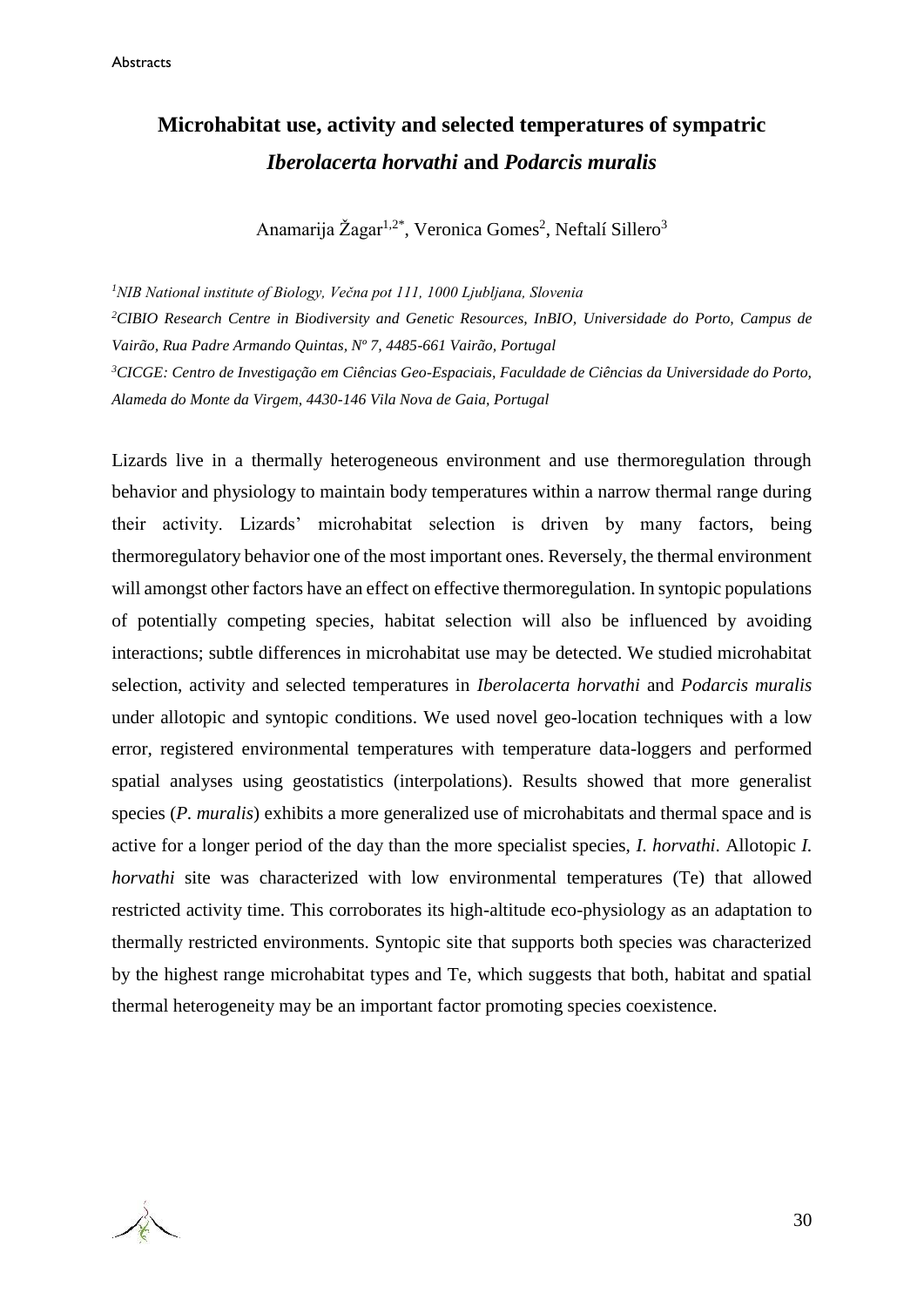# Microhabitat use, activity and selected temperatures of sympatric *Iberolacerta horvathi* and *Podarcis muralis*

Anamarija Žagar[1,2*], Veronica Gomes[2], Neftalí Sillero[3]

[1] *NIB National institute of Biology, Večna pot 111, 1000 Ljubljana, Slovenia*

[2] *CIBIO Research Centre in Biodiversity and Genetic Resources, InBIO, Universidade do Porto, Campus de Vairão, Rua Padre Armando Quintas, Nº 7, 4485-661 Vairão, Portugal*

[3] *CICGE: Centro de Investigação em Ciências Geo-Espaciais, Faculdade de Ciências da Universidade do Porto, Alameda do Monte da Virgem, 4430-146 Vila Nova de Gaia, Portugal*

Lizards live in a thermally heterogeneous environment and use thermoregulation through behavior and physiology to maintain body temperatures within a narrow thermal range during their activity. Lizards' microhabitat selection is driven by many factors, being thermoregulatory behavior one of the most important ones. Reversely, the thermal environment will amongst other factors have an effect on effective thermoregulation. In syntopic populations of potentially competing species, habitat selection will also be influenced by avoiding interactions; subtle differences in microhabitat use may be detected. We studied microhabitat selection, activity and selected temperatures in *Iberolacerta horvathi* and *Podarcis muralis* under allotopic and syntopic conditions. We used novel geo-location techniques with a low error, registered environmental temperatures with temperature data-loggers and performed spatial analyses using geostatistics (interpolations). Results showed that more generalist species (*P. muralis*) exhibits a more generalized use of microhabitats and thermal space and is active for a longer period of the day than the more specialist species, *I. horvathi*. Allotopic *I. horvathi* site was characterized with low environmental temperatures (Te) that allowed restricted activity time. This corroborates its high-altitude eco-physiology as an adaptation to thermally restricted environments. Syntopic site that supports both species was characterized by the highest range microhabitat types and Te, which suggests that both, habitat and spatial thermal heterogeneity may be an important factor promoting species coexistence.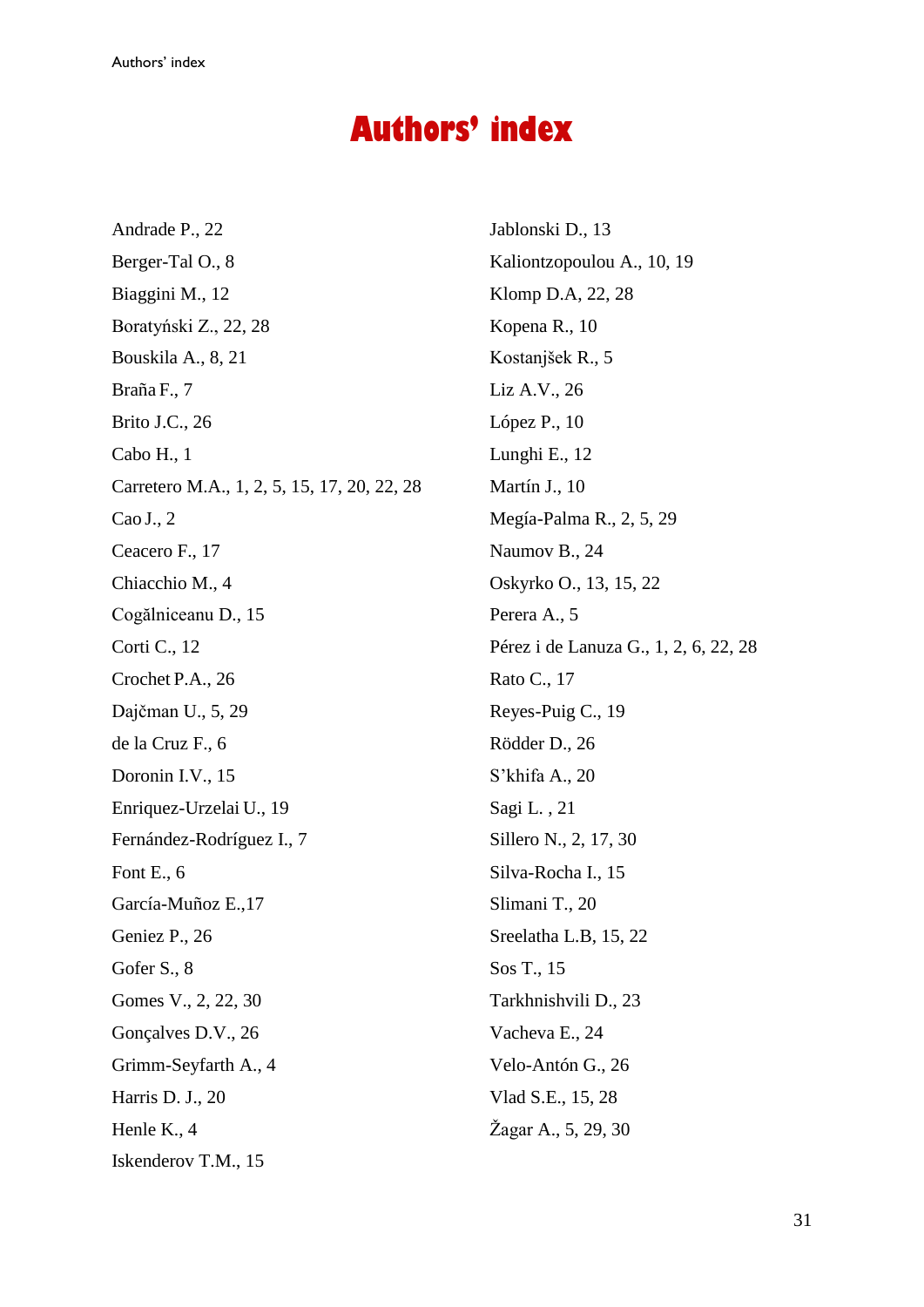# Authors' index

Andrade P., 22

Berger-Tal O., 8

Biaggini M., 12

Boratyński Z., 22, 28

Bouskila A., 8, 21

Braña F., 7

Brito J.C., 26

Cabo H., 1

Carretero M.A., 1, 2, 5, 15, 17, 20, 22, 28

Cao J., 2

Ceacero F., 17

Chiacchio M., 4

Cogălniceanu D., 15

Corti C., 12

Crochet P.A., 26

Dajčman U., 5, 29

de la Cruz F., 6

Doronin I.V., 15

Enriquez-Urzelai U., 19

Fernández-Rodríguez I., 7

Font E., 6

García-Muñoz E.,17

Geniez P., 26

Gofer S., 8

Gomes V., 2, 22, 30

Gonçalves D.V., 26

Grimm-Seyfarth A., 4

Harris D. J., 20

Henle K., 4

Iskenderov T.M., 15

Jablonski D., 13

Kaliontzopoulou A., 10, 19

Klomp D.A, 22, 28

Kopena R., 10

Kostanjšek R., 5

Liz A.V., 26

López P., 10

Lunghi E., 12

Martín J., 10

Megía-Palma R., 2, 5, 29

Naumov B., 24

Oskyrko O., 13, 15, 22

Perera A., 5

Pérez i de Lanuza G., 1, 2, 6, 22, 28

Rato C., 17

Reyes-Puig C., 19

Rödder D., 26

S'khifa A., 20

Sagi L. , 21

Sillero N., 2, 17, 30

Silva-Rocha I., 15

Slimani T., 20

Sreelatha L.B, 15, 22

Sos T., 15

Tarkhnishvili D., 23

Vacheva E., 24

Velo-Antón G., 26

Vlad S.E., 15, 28

Žagar A., 5, 29, 30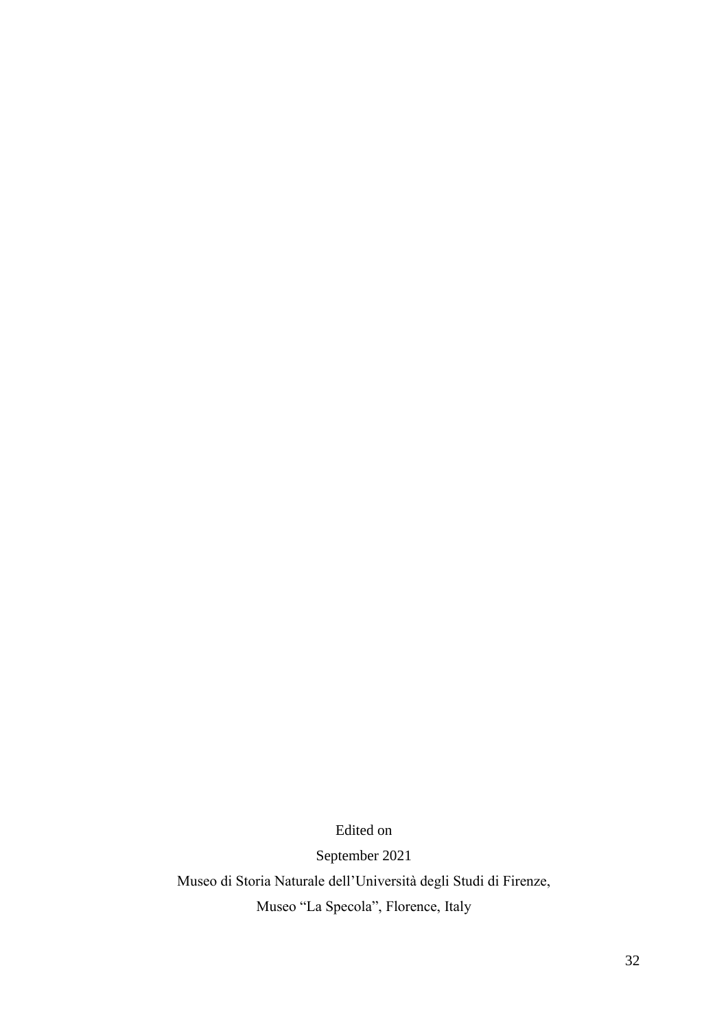Edited on

September 2021

Museo di Storia Naturale dell'Università degli Studi di Firenze,

Museo "La Specola", Florence, Italy